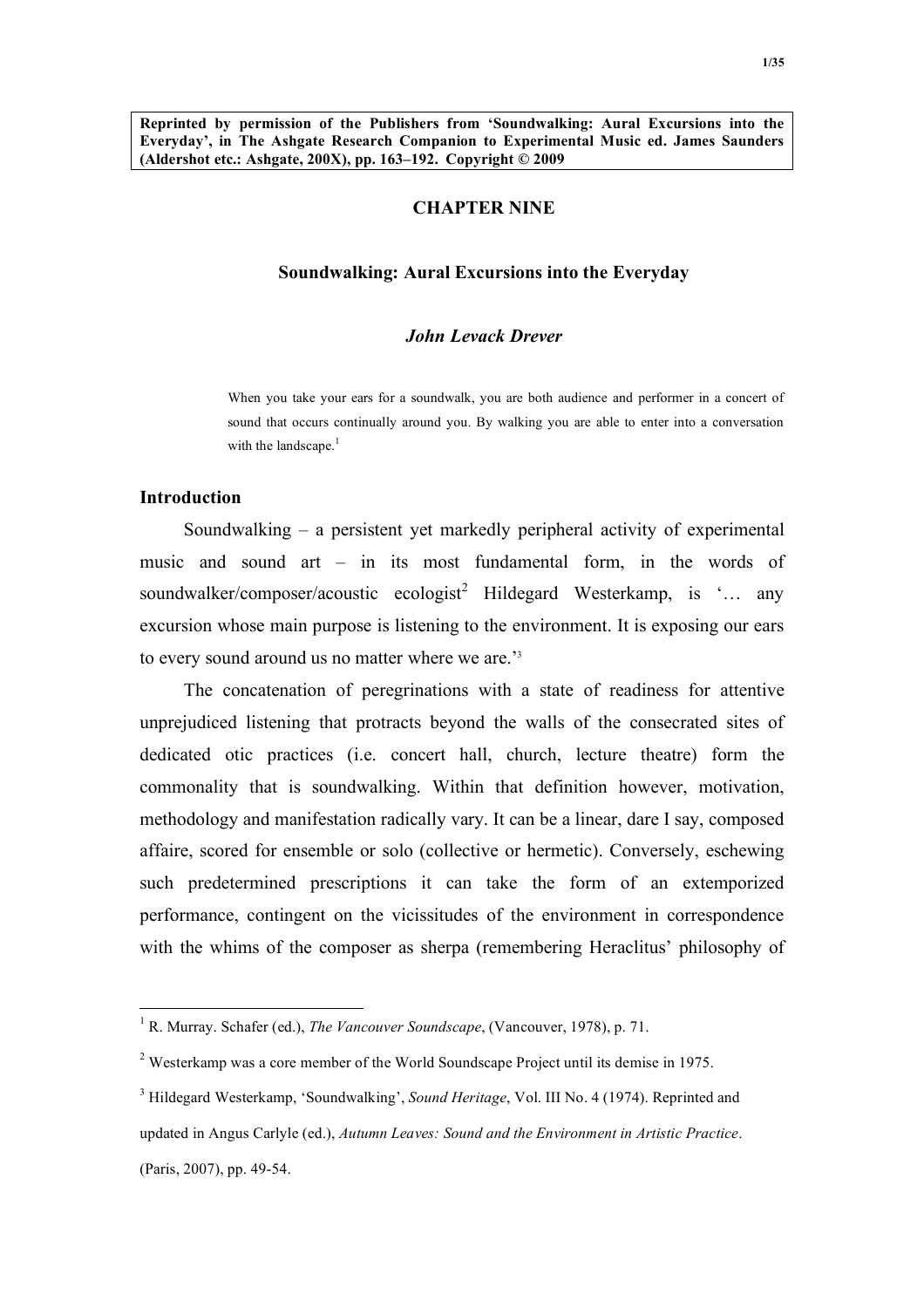**Reprinted by permission of the Publishers from 'Soundwalking: Aural Excursions into the Everyday', in The Ashgate Research Companion to Experimental Music ed. James Saunders (Aldershot etc.: Ashgate, 200X), pp. 163–192. Copyright © 2009**

# CHAPTER NINE

## Soundwalking: Aural Excursions into the Everyday

***John Levack Drever***

> When you take your ears for a soundwalk, you are both audience and performer in a concert of sound that occurs continually around you. By walking you are able to enter into a conversation with the landscape.[1]

### Introduction

Soundwalking – a persistent yet markedly peripheral activity of experimental music and sound art – in its most fundamental form, in the words of soundwalker/composer/acoustic ecologist[2] Hildegard Westerkamp, is '… any excursion whose main purpose is listening to the environment. It is exposing our ears to every sound around us no matter where we are.'[3]

The concatenation of peregrinations with a state of readiness for attentive unprejudiced listening that protracts beyond the walls of the consecrated sites of dedicated otic practices (i.e. concert hall, church, lecture theatre) form the commonality that is soundwalking. Within that definition however, motivation, methodology and manifestation radically vary. It can be a linear, dare I say, composed affaire, scored for ensemble or solo (collective or hermetic). Conversely, eschewing such predetermined prescriptions it can take the form of an extemporized performance, contingent on the vicissitudes of the environment in correspondence with the whims of the composer as sherpa (remembering Heraclitus' philosophy of

---

[1] R. Murray. Schafer (ed.), *The Vancouver Soundscape*, (Vancouver, 1978), p. 71.

[2] Westerkamp was a core member of the World Soundscape Project until its demise in 1975.

[3] Hildegard Westerkamp, 'Soundwalking', *Sound Heritage*, Vol. III No. 4 (1974). Reprinted and updated in Angus Carlyle (ed.), *Autumn Leaves: Sound and the Environment in Artistic Practice*. (Paris, 2007), pp. 49-54.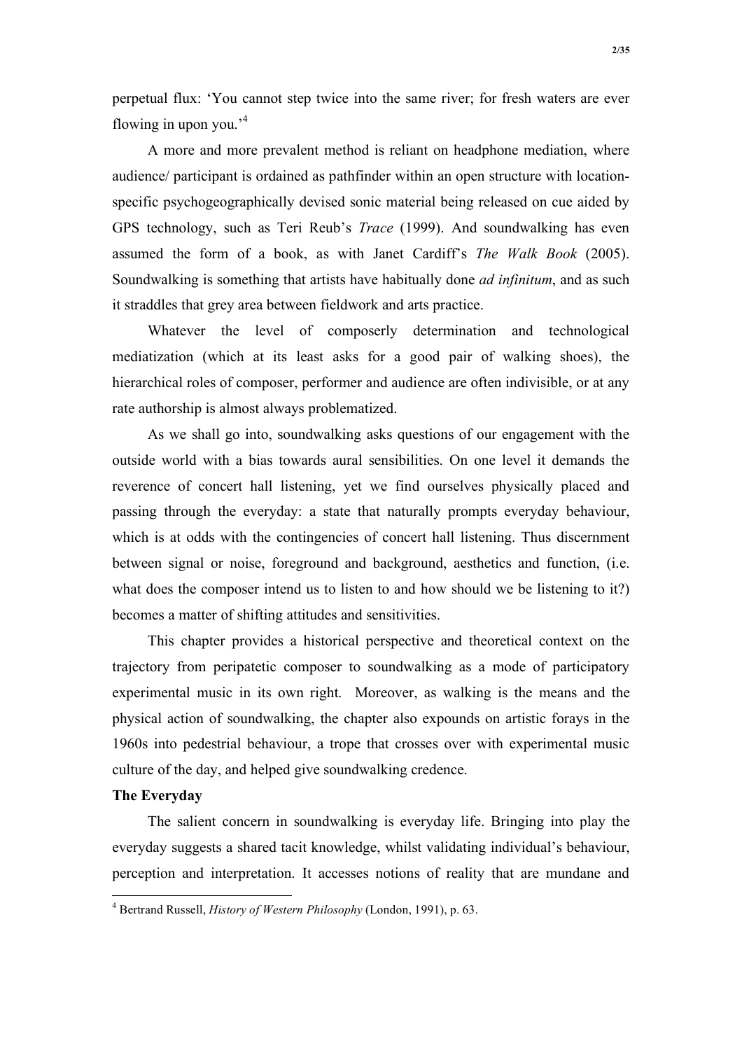perpetual flux: 'You cannot step twice into the same river; for fresh waters are ever flowing in upon you.'[4]

A more and more prevalent method is reliant on headphone mediation, where audience/ participant is ordained as pathfinder within an open structure with location-specific psychogeographically devised sonic material being released on cue aided by GPS technology, such as Teri Reub's *Trace* (1999). And soundwalking has even assumed the form of a book, as with Janet Cardiff's *The Walk Book* (2005). Soundwalking is something that artists have habitually done *ad infinitum*, and as such it straddles that grey area between fieldwork and arts practice.

Whatever the level of composerly determination and technological mediatization (which at its least asks for a good pair of walking shoes), the hierarchical roles of composer, performer and audience are often indivisible, or at any rate authorship is almost always problematized.

As we shall go into, soundwalking asks questions of our engagement with the outside world with a bias towards aural sensibilities. On one level it demands the reverence of concert hall listening, yet we find ourselves physically placed and passing through the everyday: a state that naturally prompts everyday behaviour, which is at odds with the contingencies of concert hall listening. Thus discernment between signal or noise, foreground and background, aesthetics and function, (i.e. what does the composer intend us to listen to and how should we be listening to it?) becomes a matter of shifting attitudes and sensitivities.

This chapter provides a historical perspective and theoretical context on the trajectory from peripatetic composer to soundwalking as a mode of participatory experimental music in its own right. Moreover, as walking is the means and the physical action of soundwalking, the chapter also expounds on artistic forays in the 1960s into pedestrial behaviour, a trope that crosses over with experimental music culture of the day, and helped give soundwalking credence.

**The Everyday**

The salient concern in soundwalking is everyday life. Bringing into play the everyday suggests a shared tacit knowledge, whilst validating individual's behaviour, perception and interpretation. It accesses notions of reality that are mundane and

---

[4] Bertrand Russell, *History of Western Philosophy* (London, 1991), p. 63.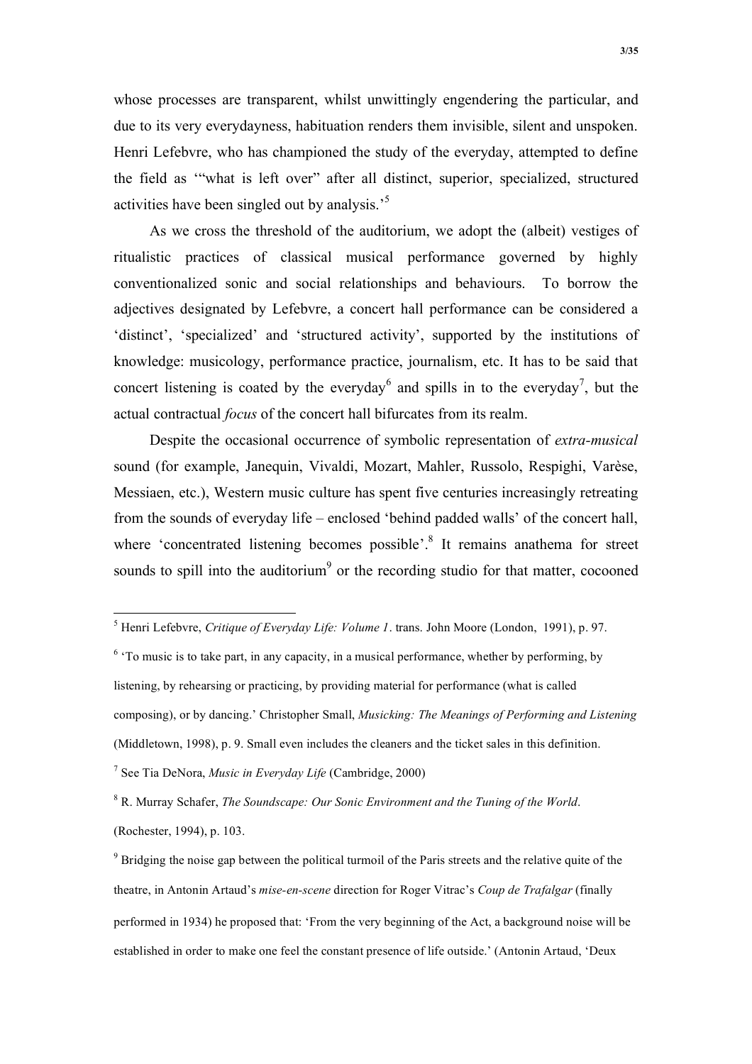whose processes are transparent, whilst unwittingly engendering the particular, and due to its very everydayness, habituation renders them invisible, silent and unspoken. Henri Lefebvre, who has championed the study of the everyday, attempted to define the field as '"what is left over" after all distinct, superior, specialized, structured activities have been singled out by analysis.'[5]

As we cross the threshold of the auditorium, we adopt the (albeit) vestiges of ritualistic practices of classical musical performance governed by highly conventionalized sonic and social relationships and behaviours. To borrow the adjectives designated by Lefebvre, a concert hall performance can be considered a 'distinct', 'specialized' and 'structured activity', supported by the institutions of knowledge: musicology, performance practice, journalism, etc. It has to be said that concert listening is coated by the everyday[6] and spills in to the everyday[7], but the actual contractual *focus* of the concert hall bifurcates from its realm.

Despite the occasional occurrence of symbolic representation of *extra-musical* sound (for example, Janequin, Vivaldi, Mozart, Mahler, Russolo, Respighi, Varèse, Messiaen, etc.), Western music culture has spent five centuries increasingly retreating from the sounds of everyday life – enclosed 'behind padded walls' of the concert hall, where 'concentrated listening becomes possible'.[8] It remains anathema for street sounds to spill into the auditorium[9] or the recording studio for that matter, cocooned

---

[5] Henri Lefebvre, *Critique of Everyday Life: Volume 1*. trans. John Moore (London, 1991), p. 97.

[6] 'To music is to take part, in any capacity, in a musical performance, whether by performing, by listening, by rehearsing or practicing, by providing material for performance (what is called composing), or by dancing.' Christopher Small, *Musicking: The Meanings of Performing and Listening* (Middletown, 1998), p. 9. Small even includes the cleaners and the ticket sales in this definition.

[7] See Tia DeNora, *Music in Everyday Life* (Cambridge, 2000)

[8] R. Murray Schafer, *The Soundscape: Our Sonic Environment and the Tuning of the World*. (Rochester, 1994), p. 103.

[9] Bridging the noise gap between the political turmoil of the Paris streets and the relative quite of the theatre, in Antonin Artaud's *mise-en-scene* direction for Roger Vitrac's *Coup de Trafalgar* (finally performed in 1934) he proposed that: 'From the very beginning of the Act, a background noise will be established in order to make one feel the constant presence of life outside.' (Antonin Artaud, 'Deux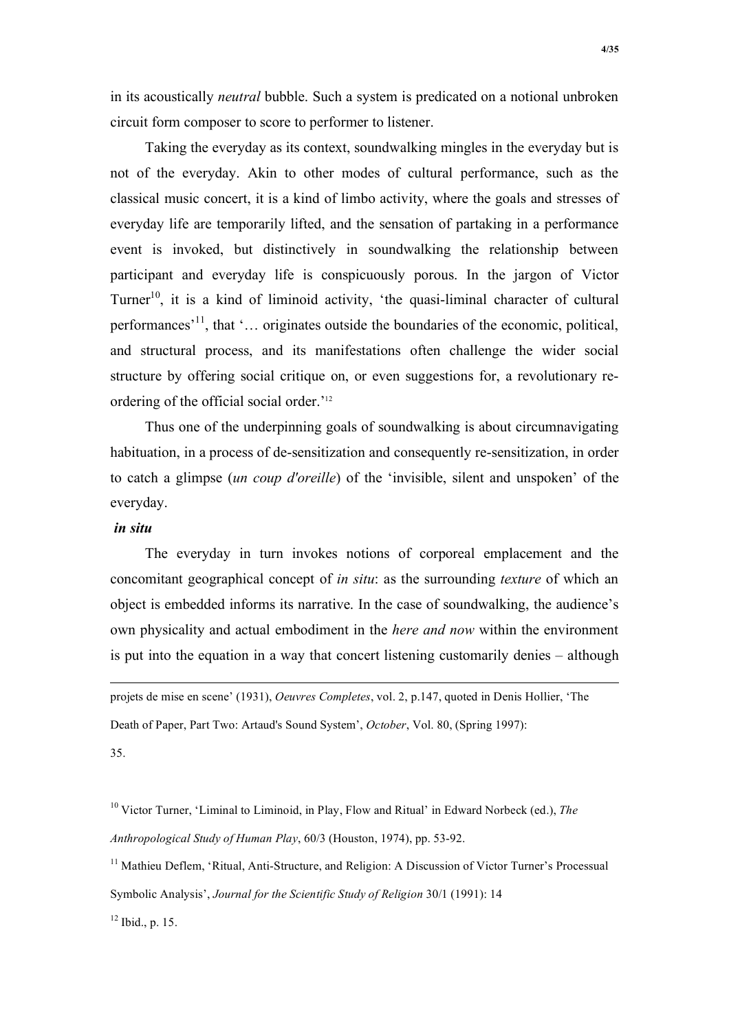in its acoustically *neutral* bubble. Such a system is predicated on a notional unbroken circuit form composer to score to performer to listener.

Taking the everyday as its context, soundwalking mingles in the everyday but is not of the everyday. Akin to other modes of cultural performance, such as the classical music concert, it is a kind of limbo activity, where the goals and stresses of everyday life are temporarily lifted, and the sensation of partaking in a performance event is invoked, but distinctively in soundwalking the relationship between participant and everyday life is conspicuously porous. In the jargon of Victor Turner[10], it is a kind of liminoid activity, 'the quasi-liminal character of cultural performances'[11], that '… originates outside the boundaries of the economic, political, and structural process, and its manifestations often challenge the wider social structure by offering social critique on, or even suggestions for, a revolutionary re-ordering of the official social order.'[12]

Thus one of the underpinning goals of soundwalking is about circumnavigating habituation, in a process of de-sensitization and consequently re-sensitization, in order to catch a glimpse (*un coup d'oreille*) of the 'invisible, silent and unspoken' of the everyday.

### *in situ*

The everyday in turn invokes notions of corporeal emplacement and the concomitant geographical concept of *in situ*: as the surrounding *texture* of which an object is embedded informs its narrative. In the case of soundwalking, the audience's own physicality and actual embodiment in the *here and now* within the environment is put into the equation in a way that concert listening customarily denies – although

---

projets de mise en scene' (1931), *Oeuvres Completes*, vol. 2, p.147, quoted in Denis Hollier, 'The Death of Paper, Part Two: Artaud's Sound System', *October*, Vol. 80, (Spring 1997): 35.

[10] Victor Turner, 'Liminal to Liminoid, in Play, Flow and Ritual' in Edward Norbeck (ed.), *The Anthropological Study of Human Play*, 60/3 (Houston, 1974), pp. 53-92.

[11] Mathieu Deflem, 'Ritual, Anti-Structure, and Religion: A Discussion of Victor Turner's Processual Symbolic Analysis', *Journal for the Scientific Study of Religion* 30/1 (1991): 14

[12] Ibid., p. 15.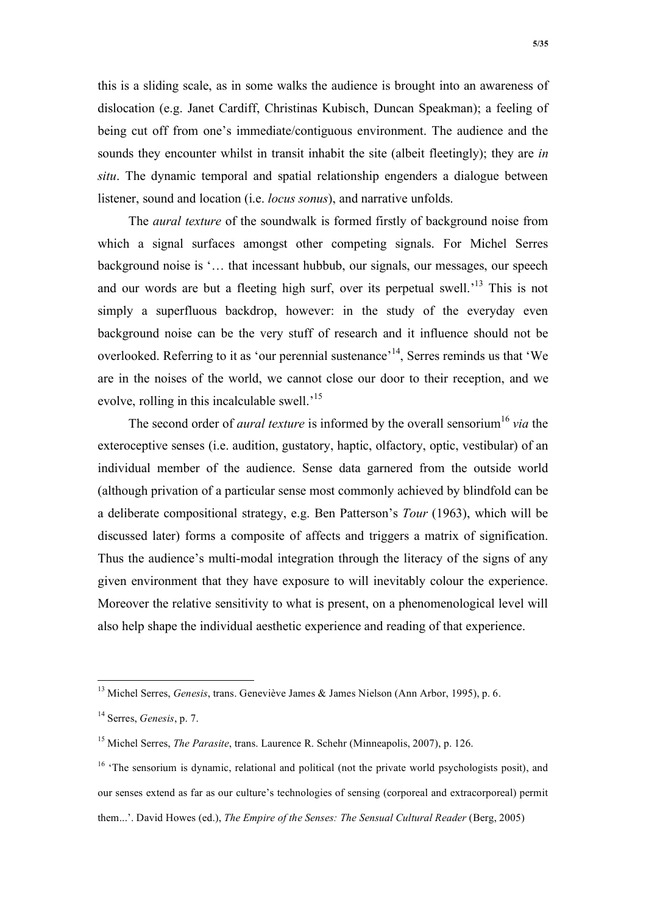this is a sliding scale, as in some walks the audience is brought into an awareness of dislocation (e.g. Janet Cardiff, Christinas Kubisch, Duncan Speakman); a feeling of being cut off from one's immediate/contiguous environment. The audience and the sounds they encounter whilst in transit inhabit the site (albeit fleetingly); they are *in situ*. The dynamic temporal and spatial relationship engenders a dialogue between listener, sound and location (i.e. *locus sonus*), and narrative unfolds.

The *aural texture* of the soundwalk is formed firstly of background noise from which a signal surfaces amongst other competing signals. For Michel Serres background noise is '… that incessant hubbub, our signals, our messages, our speech and our words are but a fleeting high surf, over its perpetual swell.'[13] This is not simply a superfluous backdrop, however: in the study of the everyday even background noise can be the very stuff of research and it influence should not be overlooked. Referring to it as 'our perennial sustenance'[14], Serres reminds us that 'We are in the noises of the world, we cannot close our door to their reception, and we evolve, rolling in this incalculable swell.'[15]

The second order of *aural texture* is informed by the overall sensorium[16] *via* the exteroceptive senses (i.e. audition, gustatory, haptic, olfactory, optic, vestibular) of an individual member of the audience. Sense data garnered from the outside world (although privation of a particular sense most commonly achieved by blindfold can be a deliberate compositional strategy, e.g. Ben Patterson's *Tour* (1963), which will be discussed later) forms a composite of affects and triggers a matrix of signification. Thus the audience's multi-modal integration through the literacy of the signs of any given environment that they have exposure to will inevitably colour the experience. Moreover the relative sensitivity to what is present, on a phenomenological level will also help shape the individual aesthetic experience and reading of that experience.

---

[13] Michel Serres, *Genesis*, trans. Geneviève James & James Nielson (Ann Arbor, 1995), p. 6.

[14] Serres, *Genesis*, p. 7.

[15] Michel Serres, *The Parasite*, trans. Laurence R. Schehr (Minneapolis, 2007), p. 126.

[16] 'The sensorium is dynamic, relational and political (not the private world psychologists posit), and our senses extend as far as our culture's technologies of sensing (corporeal and extracorporeal) permit them...'. David Howes (ed.), *The Empire of the Senses: The Sensual Cultural Reader* (Berg, 2005)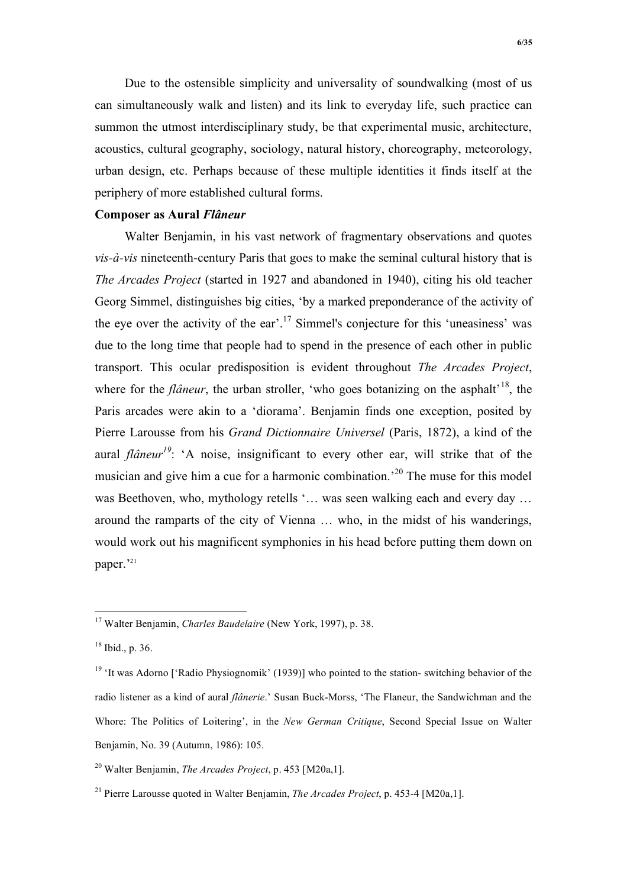Due to the ostensible simplicity and universality of soundwalking (most of us can simultaneously walk and listen) and its link to everyday life, such practice can summon the utmost interdisciplinary study, be that experimental music, architecture, acoustics, cultural geography, sociology, natural history, choreography, meteorology, urban design, etc. Perhaps because of these multiple identities it finds itself at the periphery of more established cultural forms.

**Composer as Aural *Flâneur***

Walter Benjamin, in his vast network of fragmentary observations and quotes *vis-à-vis* nineteenth-century Paris that goes to make the seminal cultural history that is *The Arcades Project* (started in 1927 and abandoned in 1940), citing his old teacher Georg Simmel, distinguishes big cities, 'by a marked preponderance of the activity of the eye over the activity of the ear'.[17] Simmel's conjecture for this 'uneasiness' was due to the long time that people had to spend in the presence of each other in public transport. This ocular predisposition is evident throughout *The Arcades Project*, where for the *flâneur*, the urban stroller, 'who goes botanizing on the asphalt'[18], the Paris arcades were akin to a 'diorama'. Benjamin finds one exception, posited by Pierre Larousse from his *Grand Dictionnaire Universel* (Paris, 1872), a kind of the aural *flâneur*[19]: 'A noise, insignificant to every other ear, will strike that of the musician and give him a cue for a harmonic combination.'[20] The muse for this model was Beethoven, who, mythology retells '… was seen walking each and every day … around the ramparts of the city of Vienna … who, in the midst of his wanderings, would work out his magnificent symphonies in his head before putting them down on paper.'[21]

---

[17] Walter Benjamin, *Charles Baudelaire* (New York, 1997), p. 38.

[18] Ibid., p. 36.

[19] 'It was Adorno ['Radio Physiognomik' (1939)] who pointed to the station- switching behavior of the radio listener as a kind of aural *flânerie*.' Susan Buck-Morss, 'The Flaneur, the Sandwichman and the Whore: The Politics of Loitering', in the *New German Critique*, Second Special Issue on Walter Benjamin, No. 39 (Autumn, 1986): 105.

[20] Walter Benjamin, *The Arcades Project*, p. 453 [M20a,1].

[21] Pierre Larousse quoted in Walter Benjamin, *The Arcades Project*, p. 453-4 [M20a,1].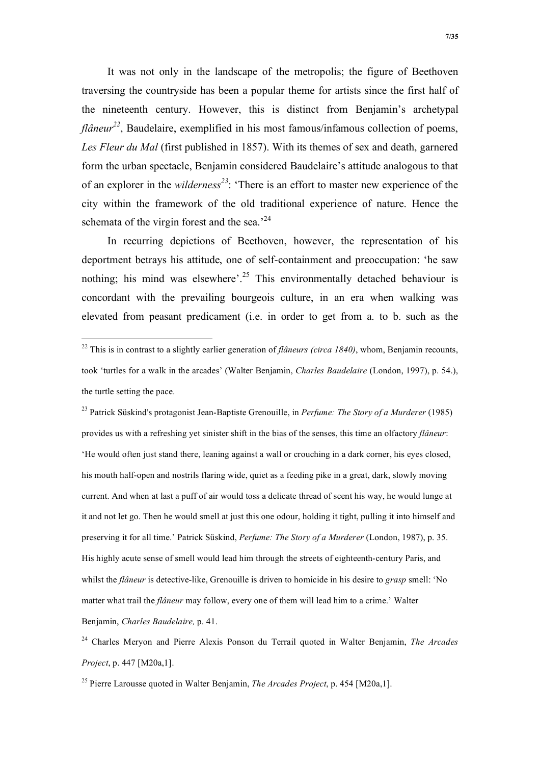It was not only in the landscape of the metropolis; the figure of Beethoven traversing the countryside has been a popular theme for artists since the first half of the nineteenth century. However, this is distinct from Benjamin's archetypal *flâneur*[22], Baudelaire, exemplified in his most famous/infamous collection of poems, *Les Fleur du Mal* (first published in 1857). With its themes of sex and death, garnered form the urban spectacle, Benjamin considered Baudelaire's attitude analogous to that of an explorer in the *wilderness*[23]: 'There is an effort to master new experience of the city within the framework of the old traditional experience of nature. Hence the schemata of the virgin forest and the sea.'[24]

In recurring depictions of Beethoven, however, the representation of his deportment betrays his attitude, one of self-containment and preoccupation: 'he saw nothing; his mind was elsewhere'.[25] This environmentally detached behaviour is concordant with the prevailing bourgeois culture, in an era when walking was elevated from peasant predicament (i.e. in order to get from a. to b. such as the

---

[22] This is in contrast to a slightly earlier generation of *flâneurs (circa 1840)*, whom, Benjamin recounts, took 'turtles for a walk in the arcades' (Walter Benjamin, *Charles Baudelaire* (London, 1997), p. 54.), the turtle setting the pace.

[23] Patrick Süskind's protagonist Jean-Baptiste Grenouille, in *Perfume: The Story of a Murderer* (1985) provides us with a refreshing yet sinister shift in the bias of the senses, this time an olfactory *flâneur*: 'He would often just stand there, leaning against a wall or crouching in a dark corner, his eyes closed, his mouth half-open and nostrils flaring wide, quiet as a feeding pike in a great, dark, slowly moving current. And when at last a puff of air would toss a delicate thread of scent his way, he would lunge at it and not let go. Then he would smell at just this one odour, holding it tight, pulling it into himself and preserving it for all time.' Patrick Süskind, *Perfume: The Story of a Murderer* (London, 1987), p. 35. His highly acute sense of smell would lead him through the streets of eighteenth-century Paris, and whilst the *flâneur* is detective-like, Grenouille is driven to homicide in his desire to *grasp* smell: 'No matter what trail the *flâneur* may follow, every one of them will lead him to a crime.' Walter Benjamin, *Charles Baudelaire,* p. 41.

[24] Charles Meryon and Pierre Alexis Ponson du Terrail quoted in Walter Benjamin, *The Arcades Project*, p. 447 [M20a,1].

[25] Pierre Larousse quoted in Walter Benjamin, *The Arcades Project*, p. 454 [M20a,1].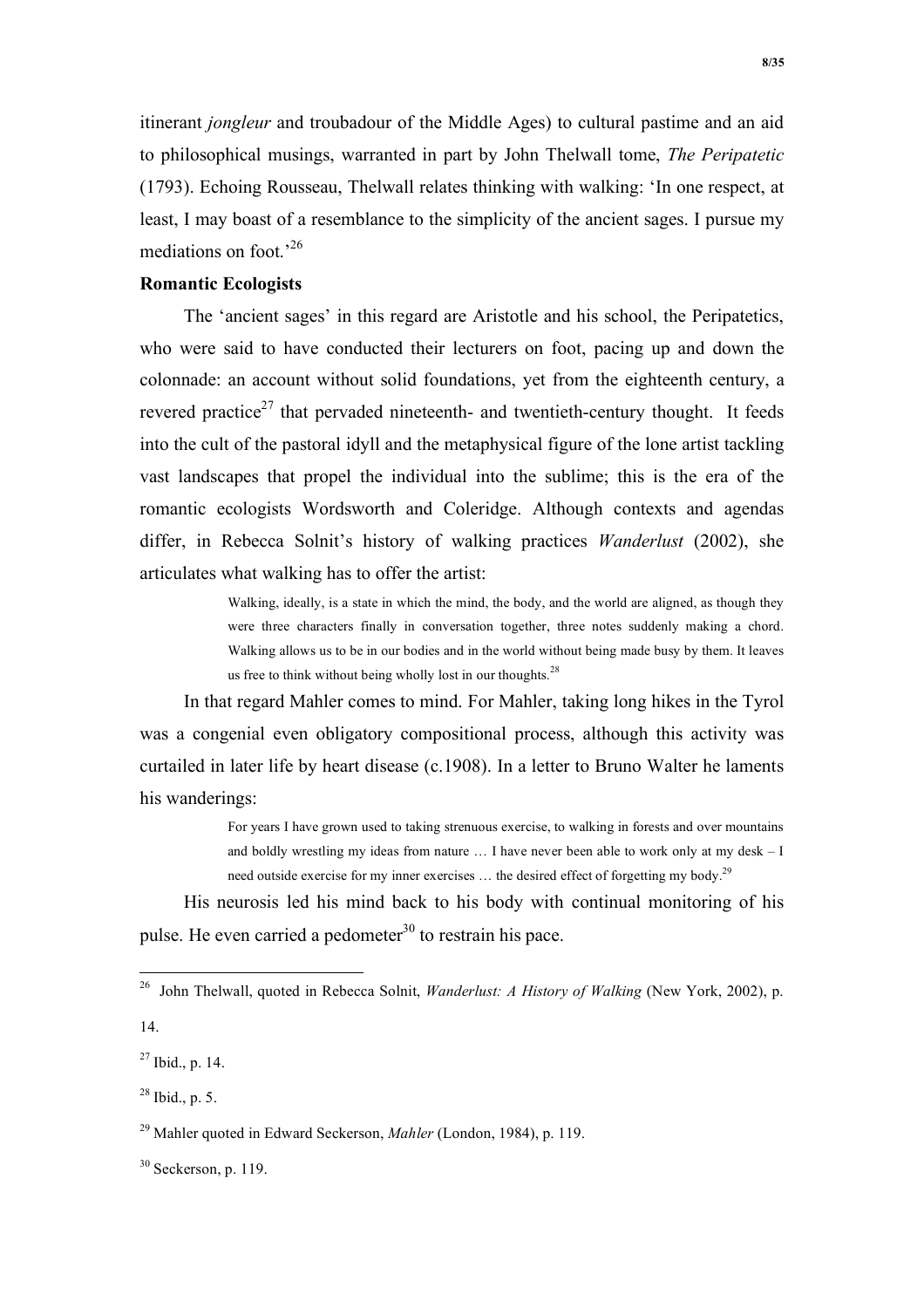itinerant *jongleur* and troubadour of the Middle Ages) to cultural pastime and an aid to philosophical musings, warranted in part by John Thelwall tome, *The Peripatetic* (1793). Echoing Rousseau, Thelwall relates thinking with walking: 'In one respect, at least, I may boast of a resemblance to the simplicity of the ancient sages. I pursue my mediations on foot.'[26]

**Romantic Ecologists**

The 'ancient sages' in this regard are Aristotle and his school, the Peripatetics, who were said to have conducted their lecturers on foot, pacing up and down the colonnade: an account without solid foundations, yet from the eighteenth century, a revered practice[27] that pervaded nineteenth- and twentieth-century thought. It feeds into the cult of the pastoral idyll and the metaphysical figure of the lone artist tackling vast landscapes that propel the individual into the sublime; this is the era of the romantic ecologists Wordsworth and Coleridge. Although contexts and agendas differ, in Rebecca Solnit's history of walking practices *Wanderlust* (2002), she articulates what walking has to offer the artist:

> Walking, ideally, is a state in which the mind, the body, and the world are aligned, as though they were three characters finally in conversation together, three notes suddenly making a chord. Walking allows us to be in our bodies and in the world without being made busy by them. It leaves us free to think without being wholly lost in our thoughts.[28]

In that regard Mahler comes to mind. For Mahler, taking long hikes in the Tyrol was a congenial even obligatory compositional process, although this activity was curtailed in later life by heart disease (c.1908). In a letter to Bruno Walter he laments his wanderings:

> For years I have grown used to taking strenuous exercise, to walking in forests and over mountains and boldly wrestling my ideas from nature … I have never been able to work only at my desk – I need outside exercise for my inner exercises … the desired effect of forgetting my body.[29]

His neurosis led his mind back to his body with continual monitoring of his pulse. He even carried a pedometer[30] to restrain his pace.

---

[26] John Thelwall, quoted in Rebecca Solnit, *Wanderlust: A History of Walking* (New York, 2002), p. 14.

[27] Ibid., p. 14.

[28] Ibid., p. 5.

[29] Mahler quoted in Edward Seckerson, *Mahler* (London, 1984), p. 119.

[30] Seckerson, p. 119.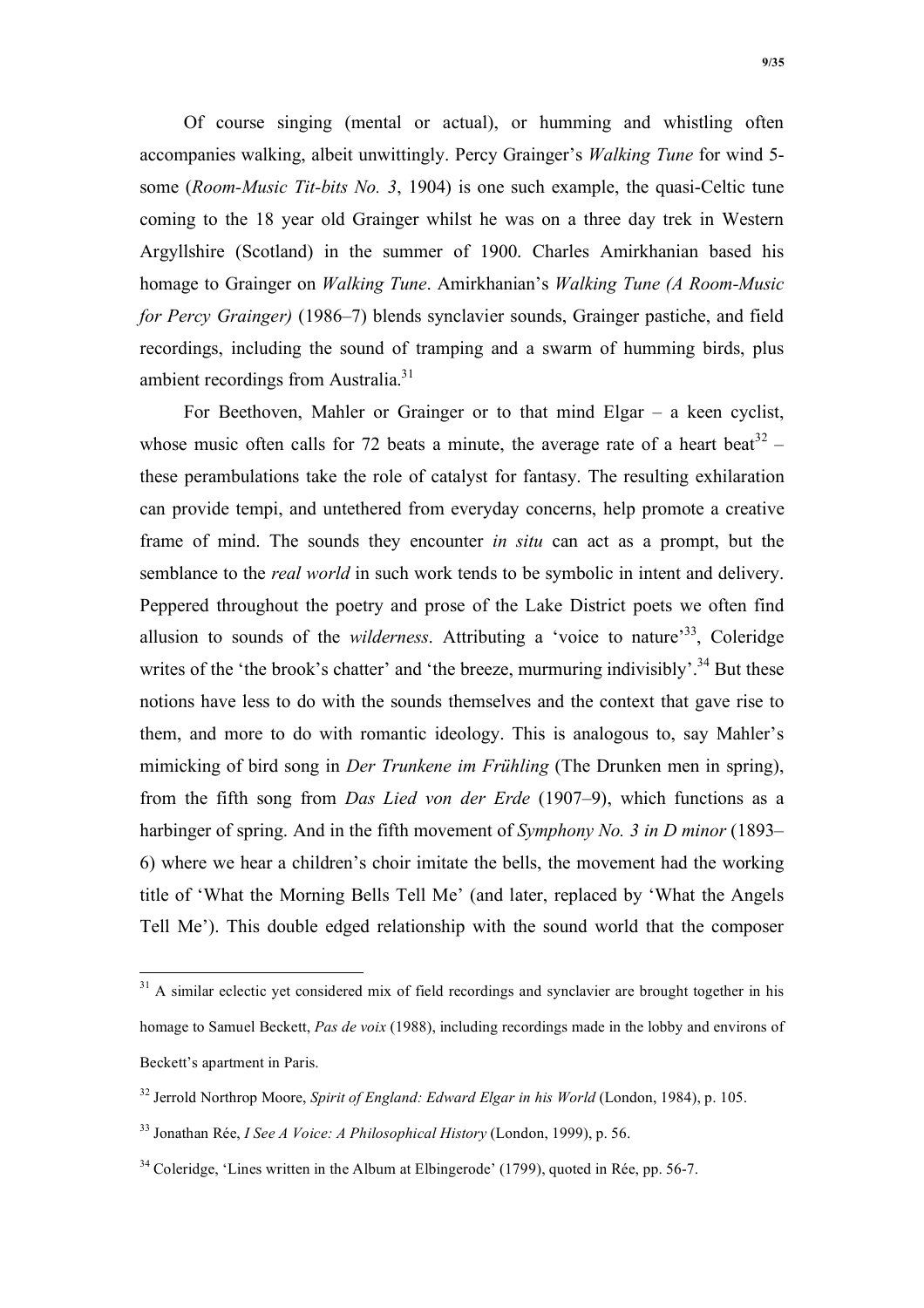Of course singing (mental or actual), or humming and whistling often accompanies walking, albeit unwittingly. Percy Grainger's *Walking Tune* for wind 5-some (*Room-Music Tit-bits No. 3*, 1904) is one such example, the quasi-Celtic tune coming to the 18 year old Grainger whilst he was on a three day trek in Western Argyllshire (Scotland) in the summer of 1900. Charles Amirkhanian based his homage to Grainger on *Walking Tune*. Amirkhanian's *Walking Tune (A Room-Music for Percy Grainger)* (1986–7) blends synclavier sounds, Grainger pastiche, and field recordings, including the sound of tramping and a swarm of humming birds, plus ambient recordings from Australia.[31]

For Beethoven, Mahler or Grainger or to that mind Elgar – a keen cyclist, whose music often calls for 72 beats a minute, the average rate of a heart beat[32] – these perambulations take the role of catalyst for fantasy. The resulting exhilaration can provide tempi, and untethered from everyday concerns, help promote a creative frame of mind. The sounds they encounter *in situ* can act as a prompt, but the semblance to the *real world* in such work tends to be symbolic in intent and delivery. Peppered throughout the poetry and prose of the Lake District poets we often find allusion to sounds of the *wilderness*. Attributing a 'voice to nature'[33], Coleridge writes of the 'the brook's chatter' and 'the breeze, murmuring indivisibly'.[34] But these notions have less to do with the sounds themselves and the context that gave rise to them, and more to do with romantic ideology. This is analogous to, say Mahler's mimicking of bird song in *Der Trunkene im Frühling* (The Drunken men in spring), from the fifth song from *Das Lied von der Erde* (1907–9), which functions as a harbinger of spring. And in the fifth movement of *Symphony No. 3 in D minor* (1893–6) where we hear a children's choir imitate the bells, the movement had the working title of 'What the Morning Bells Tell Me' (and later, replaced by 'What the Angels Tell Me'). This double edged relationship with the sound world that the composer

---

[31] A similar eclectic yet considered mix of field recordings and synclavier are brought together in his homage to Samuel Beckett, *Pas de voix* (1988), including recordings made in the lobby and environs of Beckett's apartment in Paris.

[32] Jerrold Northrop Moore, *Spirit of England: Edward Elgar in his World* (London, 1984), p. 105.

[33] Jonathan Rée, *I See A Voice: A Philosophical History* (London, 1999), p. 56.

[34] Coleridge, 'Lines written in the Album at Elbingerode' (1799), quoted in Rée, pp. 56-7.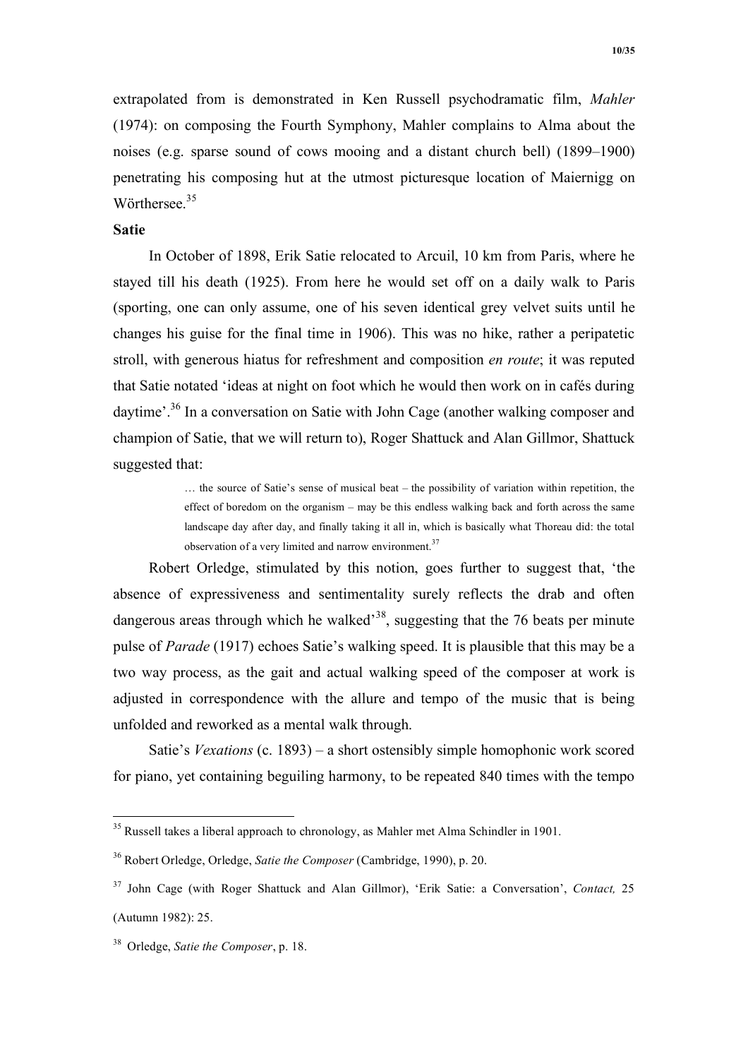extrapolated from is demonstrated in Ken Russell psychodramatic film, *Mahler* (1974): on composing the Fourth Symphony, Mahler complains to Alma about the noises (e.g. sparse sound of cows mooing and a distant church bell) (1899–1900) penetrating his composing hut at the utmost picturesque location of Maiernigg on Wörthersee.[35]

**Satie**

In October of 1898, Erik Satie relocated to Arcuil, 10 km from Paris, where he stayed till his death (1925). From here he would set off on a daily walk to Paris (sporting, one can only assume, one of his seven identical grey velvet suits until he changes his guise for the final time in 1906). This was no hike, rather a peripatetic stroll, with generous hiatus for refreshment and composition *en route*; it was reputed that Satie notated 'ideas at night on foot which he would then work on in cafés during daytime'.[36] In a conversation on Satie with John Cage (another walking composer and champion of Satie, that we will return to), Roger Shattuck and Alan Gillmor, Shattuck suggested that:

> … the source of Satie's sense of musical beat – the possibility of variation within repetition, the effect of boredom on the organism – may be this endless walking back and forth across the same landscape day after day, and finally taking it all in, which is basically what Thoreau did: the total observation of a very limited and narrow environment.[37]

Robert Orledge, stimulated by this notion, goes further to suggest that, 'the absence of expressiveness and sentimentality surely reflects the drab and often dangerous areas through which he walked'[38], suggesting that the 76 beats per minute pulse of *Parade* (1917) echoes Satie's walking speed. It is plausible that this may be a two way process, as the gait and actual walking speed of the composer at work is adjusted in correspondence with the allure and tempo of the music that is being unfolded and reworked as a mental walk through.

Satie's *Vexations* (c. 1893) – a short ostensibly simple homophonic work scored for piano, yet containing beguiling harmony, to be repeated 840 times with the tempo

---

[35] Russell takes a liberal approach to chronology, as Mahler met Alma Schindler in 1901.

[36] Robert Orledge, Orledge, *Satie the Composer* (Cambridge, 1990), p. 20.

[37] John Cage (with Roger Shattuck and Alan Gillmor), 'Erik Satie: a Conversation', *Contact,* 25 (Autumn 1982): 25.

[38] Orledge, *Satie the Composer*, p. 18.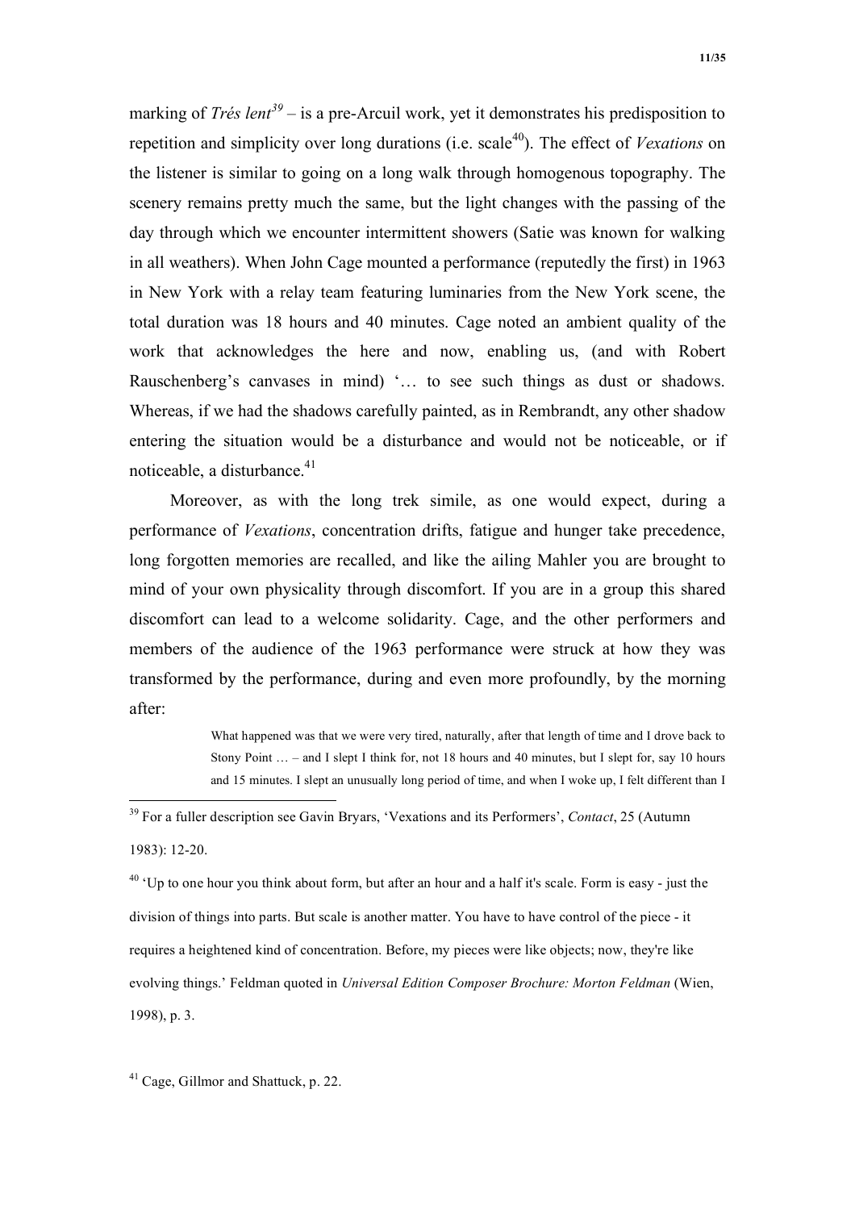marking of *Trés lent*[39] – is a pre-Arcuil work, yet it demonstrates his predisposition to repetition and simplicity over long durations (i.e. scale[40]). The effect of *Vexations* on the listener is similar to going on a long walk through homogenous topography. The scenery remains pretty much the same, but the light changes with the passing of the day through which we encounter intermittent showers (Satie was known for walking in all weathers). When John Cage mounted a performance (reputedly the first) in 1963 in New York with a relay team featuring luminaries from the New York scene, the total duration was 18 hours and 40 minutes. Cage noted an ambient quality of the work that acknowledges the here and now, enabling us, (and with Robert Rauschenberg's canvases in mind) '… to see such things as dust or shadows. Whereas, if we had the shadows carefully painted, as in Rembrandt, any other shadow entering the situation would be a disturbance and would not be noticeable, or if noticeable, a disturbance.[41]

Moreover, as with the long trek simile, as one would expect, during a performance of *Vexations*, concentration drifts, fatigue and hunger take precedence, long forgotten memories are recalled, and like the ailing Mahler you are brought to mind of your own physicality through discomfort. If you are in a group this shared discomfort can lead to a welcome solidarity. Cage, and the other performers and members of the audience of the 1963 performance were struck at how they was transformed by the performance, during and even more profoundly, by the morning after:

> What happened was that we were very tired, naturally, after that length of time and I drove back to Stony Point … – and I slept I think for, not 18 hours and 40 minutes, but I slept for, say 10 hours and 15 minutes. I slept an unusually long period of time, and when I woke up, I felt different than I

---

[39] For a fuller description see Gavin Bryars, 'Vexations and its Performers', *Contact*, 25 (Autumn 1983): 12-20.

[40] 'Up to one hour you think about form, but after an hour and a half it's scale. Form is easy - just the division of things into parts. But scale is another matter. You have to have control of the piece - it requires a heightened kind of concentration. Before, my pieces were like objects; now, they're like evolving things.' Feldman quoted in *Universal Edition Composer Brochure: Morton Feldman* (Wien, 1998), p. 3.

[41] Cage, Gillmor and Shattuck, p. 22.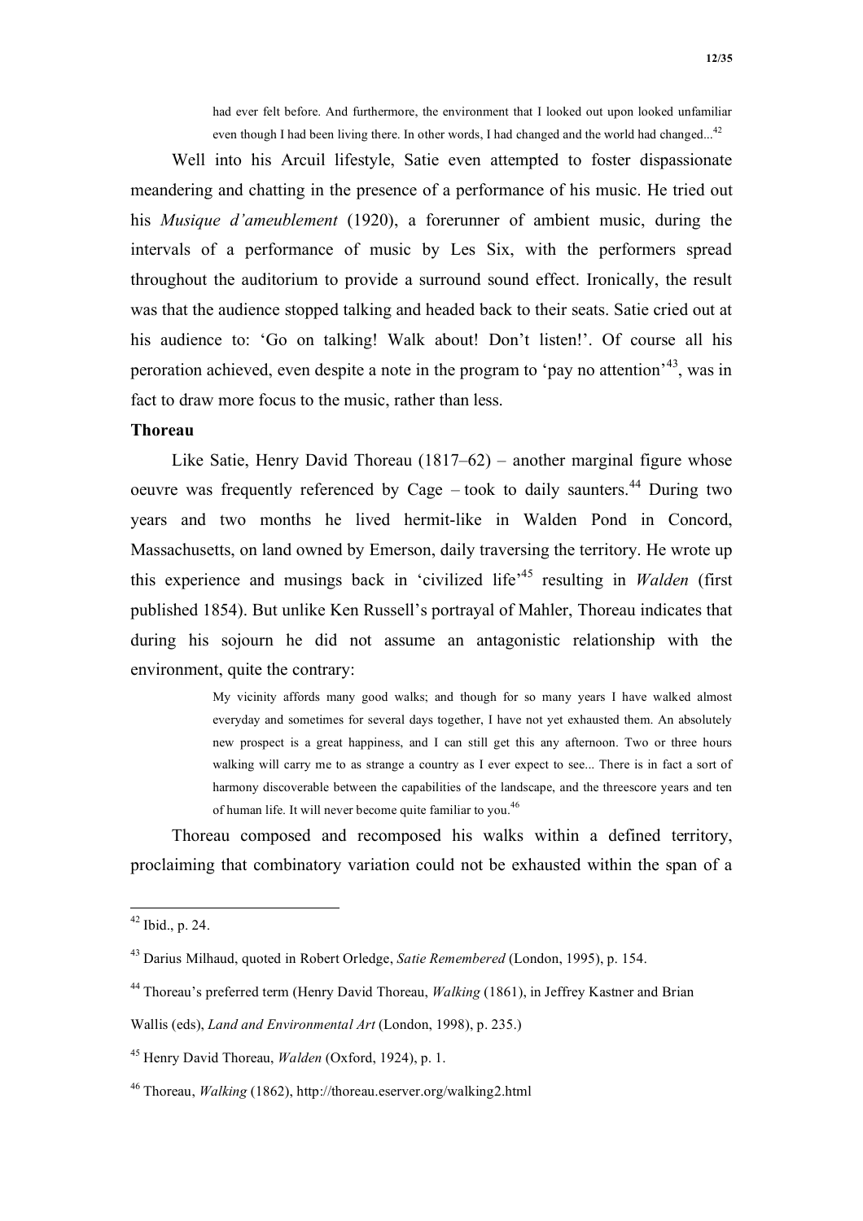> had ever felt before. And furthermore, the environment that I looked out upon looked unfamiliar even though I had been living there. In other words, I had changed and the world had changed...[42]

Well into his Arcuil lifestyle, Satie even attempted to foster dispassionate meandering and chatting in the presence of a performance of his music. He tried out his *Musique d'ameublement* (1920), a forerunner of ambient music, during the intervals of a performance of music by Les Six, with the performers spread throughout the auditorium to provide a surround sound effect. Ironically, the result was that the audience stopped talking and headed back to their seats. Satie cried out at his audience to: 'Go on talking! Walk about! Don't listen!'. Of course all his peroration achieved, even despite a note in the program to 'pay no attention'[43], was in fact to draw more focus to the music, rather than less.

**Thoreau**

Like Satie, Henry David Thoreau (1817–62) – another marginal figure whose oeuvre was frequently referenced by Cage – took to daily saunters.[44] During two years and two months he lived hermit-like in Walden Pond in Concord, Massachusetts, on land owned by Emerson, daily traversing the territory. He wrote up this experience and musings back in 'civilized life'[45] resulting in *Walden* (first published 1854). But unlike Ken Russell's portrayal of Mahler, Thoreau indicates that during his sojourn he did not assume an antagonistic relationship with the environment, quite the contrary:

> My vicinity affords many good walks; and though for so many years I have walked almost everyday and sometimes for several days together, I have not yet exhausted them. An absolutely new prospect is a great happiness, and I can still get this any afternoon. Two or three hours walking will carry me to as strange a country as I ever expect to see... There is in fact a sort of harmony discoverable between the capabilities of the landscape, and the threescore years and ten of human life. It will never become quite familiar to you.[46]

Thoreau composed and recomposed his walks within a defined territory, proclaiming that combinatory variation could not be exhausted within the span of a

---

[42] Ibid., p. 24.

[43] Darius Milhaud, quoted in Robert Orledge, *Satie Remembered* (London, 1995), p. 154.

[44] Thoreau's preferred term (Henry David Thoreau, *Walking* (1861), in Jeffrey Kastner and Brian Wallis (eds), *Land and Environmental Art* (London, 1998), p. 235.)

[45] Henry David Thoreau, *Walden* (Oxford, 1924), p. 1.

[46] Thoreau, *Walking* (1862), http://thoreau.eserver.org/walking2.html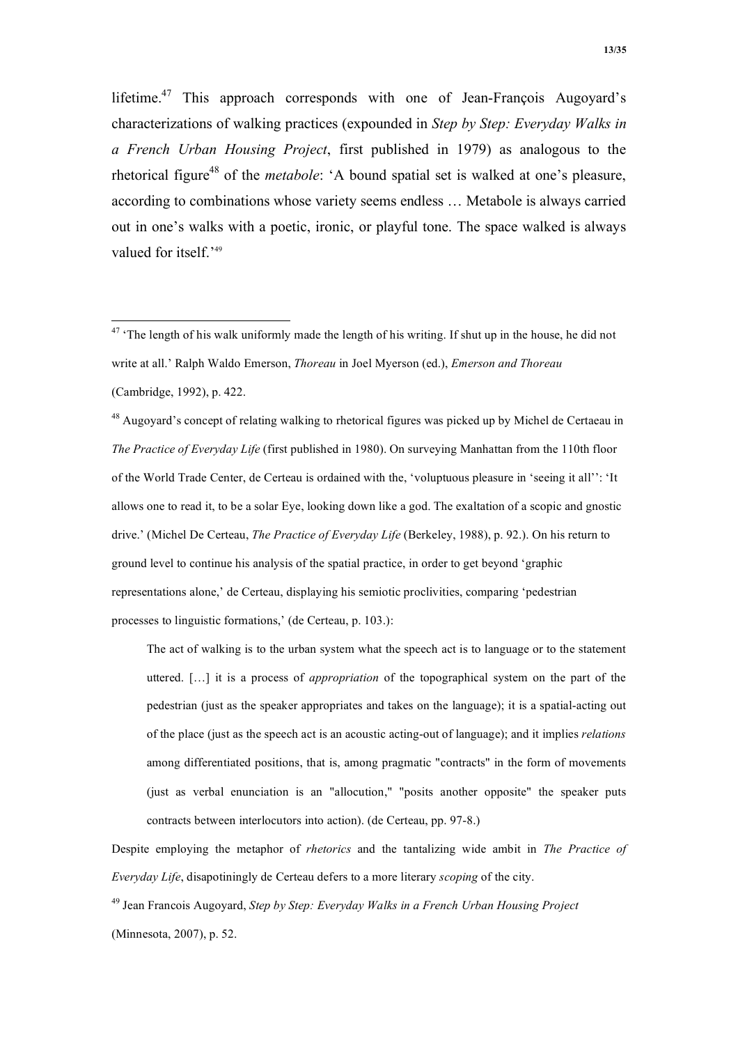lifetime.[47] This approach corresponds with one of Jean-François Augoyard's characterizations of walking practices (expounded in *Step by Step: Everyday Walks in a French Urban Housing Project*, first published in 1979) as analogous to the rhetorical figure[48] of the *metabole*: 'A bound spatial set is walked at one's pleasure, according to combinations whose variety seems endless … Metabole is always carried out in one's walks with a poetic, ironic, or playful tone. The space walked is always valued for itself.'[49]

---

[47] 'The length of his walk uniformly made the length of his writing. If shut up in the house, he did not write at all.' Ralph Waldo Emerson, *Thoreau* in Joel Myerson (ed.), *Emerson and Thoreau* (Cambridge, 1992), p. 422.

[48] Augoyard's concept of relating walking to rhetorical figures was picked up by Michel de Certaeau in *The Practice of Everyday Life* (first published in 1980). On surveying Manhattan from the 110th floor of the World Trade Center, de Certeau is ordained with the, 'voluptuous pleasure in 'seeing it all'': 'It allows one to read it, to be a solar Eye, looking down like a god. The exaltation of a scopic and gnostic drive.' (Michel De Certeau, *The Practice of Everyday Life* (Berkeley, 1988), p. 92.). On his return to ground level to continue his analysis of the spatial practice, in order to get beyond 'graphic representations alone,' de Certeau, displaying his semiotic proclivities, comparing 'pedestrian processes to linguistic formations,' (de Certeau, p. 103.):

> The act of walking is to the urban system what the speech act is to language or to the statement uttered. […] it is a process of *appropriation* of the topographical system on the part of the pedestrian (just as the speaker appropriates and takes on the language); it is a spatial-acting out of the place (just as the speech act is an acoustic acting-out of language); and it implies *relations* among differentiated positions, that is, among pragmatic "contracts" in the form of movements (just as verbal enunciation is an "allocution," "posits another opposite" the speaker puts contracts between interlocutors into action). (de Certeau, pp. 97-8.)

Despite employing the metaphor of *rhetorics* and the tantalizing wide ambit in *The Practice of Everyday Life*, disapotiningly de Certeau defers to a more literary *scoping* of the city.

[49] Jean Francois Augoyard, *Step by Step: Everyday Walks in a French Urban Housing Project* (Minnesota, 2007), p. 52.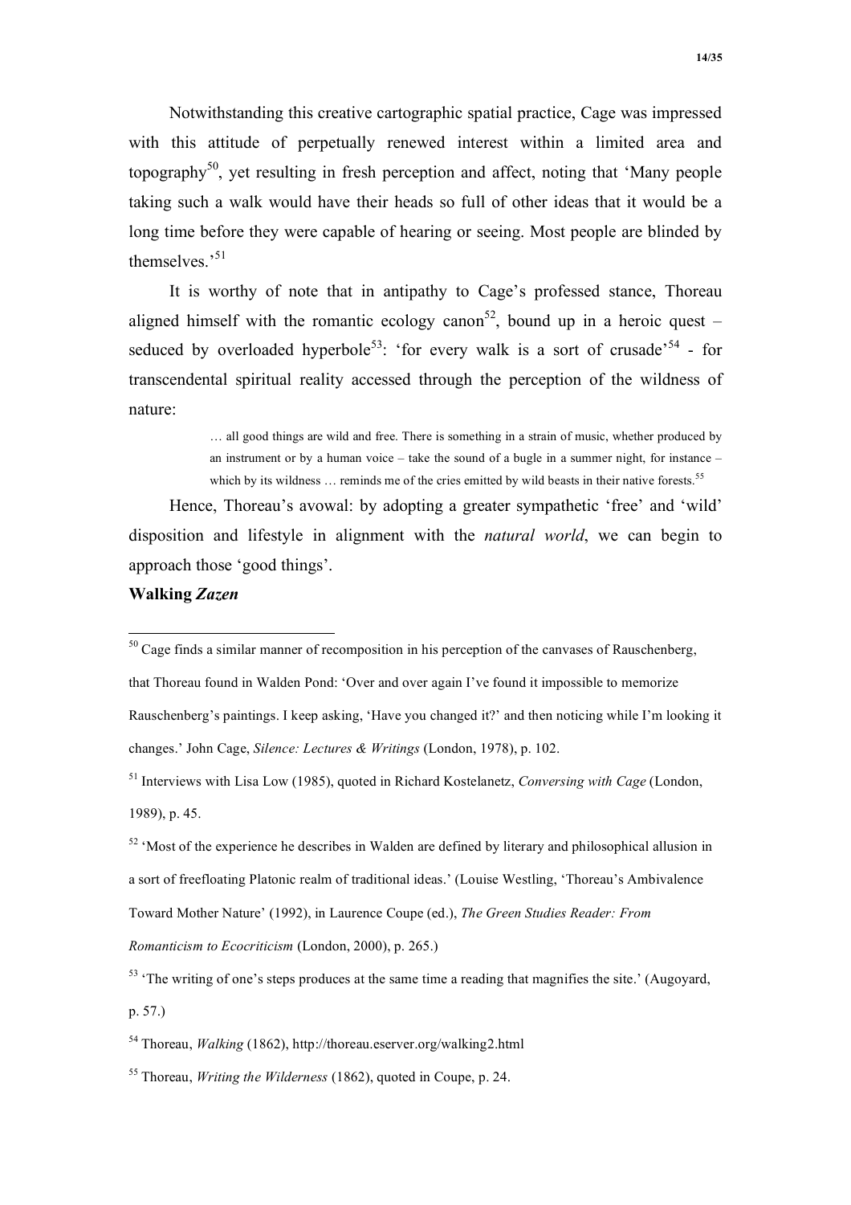Notwithstanding this creative cartographic spatial practice, Cage was impressed with this attitude of perpetually renewed interest within a limited area and topography[50], yet resulting in fresh perception and affect, noting that 'Many people taking such a walk would have their heads so full of other ideas that it would be a long time before they were capable of hearing or seeing. Most people are blinded by themselves.'[51]

It is worthy of note that in antipathy to Cage's professed stance, Thoreau aligned himself with the romantic ecology canon[52], bound up in a heroic quest – seduced by overloaded hyperbole[53]: 'for every walk is a sort of crusade'[54] - for transcendental spiritual reality accessed through the perception of the wildness of nature:

> … all good things are wild and free. There is something in a strain of music, whether produced by an instrument or by a human voice – take the sound of a bugle in a summer night, for instance – which by its wildness … reminds me of the cries emitted by wild beasts in their native forests.[55]

Hence, Thoreau's avowal: by adopting a greater sympathetic 'free' and 'wild' disposition and lifestyle in alignment with the *natural world*, we can begin to approach those 'good things'.

**Walking *Zazen***

---

[50] Cage finds a similar manner of recomposition in his perception of the canvases of Rauschenberg, that Thoreau found in Walden Pond: 'Over and over again I've found it impossible to memorize Rauschenberg's paintings. I keep asking, 'Have you changed it?' and then noticing while I'm looking it changes.' John Cage, *Silence: Lectures & Writings* (London, 1978), p. 102.

[51] Interviews with Lisa Low (1985), quoted in Richard Kostelanetz, *Conversing with Cage* (London, 1989), p. 45.

[52] 'Most of the experience he describes in Walden are defined by literary and philosophical allusion in a sort of freefloating Platonic realm of traditional ideas.' (Louise Westling, 'Thoreau's Ambivalence Toward Mother Nature' (1992), in Laurence Coupe (ed.), *The Green Studies Reader: From Romanticism to Ecocriticism* (London, 2000), p. 265.)

[53] 'The writing of one's steps produces at the same time a reading that magnifies the site.' (Augoyard, p. 57.)

[54] Thoreau, *Walking* (1862), http://thoreau.eserver.org/walking2.html

[55] Thoreau, *Writing the Wilderness* (1862), quoted in Coupe, p. 24.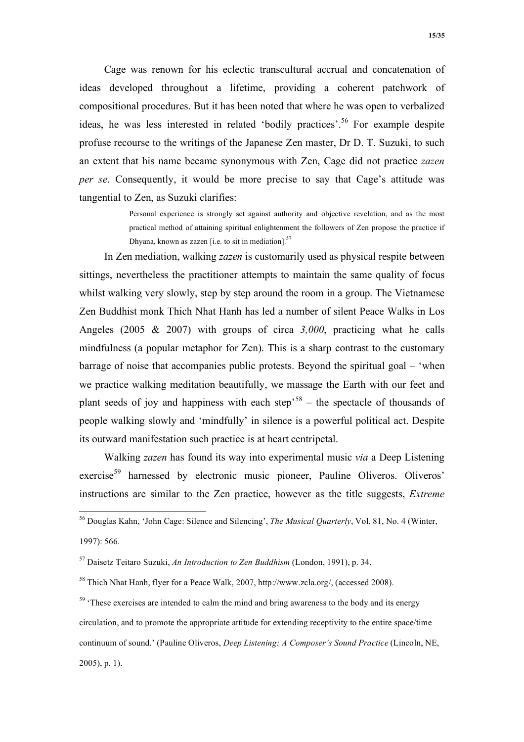Cage was renown for his eclectic transcultural accrual and concatenation of ideas developed throughout a lifetime, providing a coherent patchwork of compositional procedures. But it has been noted that where he was open to verbalized ideas, he was less interested in related 'bodily practices'.[56] For example despite profuse recourse to the writings of the Japanese Zen master, Dr D. T. Suzuki, to such an extent that his name became synonymous with Zen, Cage did not practice *zazen per se*. Consequently, it would be more precise to say that Cage's attitude was tangential to Zen, as Suzuki clarifies:

> Personal experience is strongly set against authority and objective revelation, and as the most practical method of attaining spiritual enlightenment the followers of Zen propose the practice if Dhyana, known as zazen [i.e. to sit in mediation].[57]

In Zen mediation, walking *zazen* is customarily used as physical respite between sittings, nevertheless the practitioner attempts to maintain the same quality of focus whilst walking very slowly, step by step around the room in a group. The Vietnamese Zen Buddhist monk Thich Nhat Hanh has led a number of silent Peace Walks in Los Angeles (2005 & 2007) with groups of circa *3,000*, practicing what he calls mindfulness (a popular metaphor for Zen). This is a sharp contrast to the customary barrage of noise that accompanies public protests. Beyond the spiritual goal – 'when we practice walking meditation beautifully, we massage the Earth with our feet and plant seeds of joy and happiness with each step'[58] – the spectacle of thousands of people walking slowly and 'mindfully' in silence is a powerful political act. Despite its outward manifestation such practice is at heart centripetal.

Walking *zazen* has found its way into experimental music *via* a Deep Listening exercise[59] harnessed by electronic music pioneer, Pauline Oliveros. Oliveros' instructions are similar to the Zen practice, however as the title suggests, *Extreme*

---

[56] Douglas Kahn, 'John Cage: Silence and Silencing', *The Musical Quarterly*, Vol. 81, No. 4 (Winter, 1997): 566.

[57] Daisetz Teitaro Suzuki, *An Introduction to Zen Buddhism* (London, 1991), p. 34.

[58] Thich Nhat Hanh, flyer for a Peace Walk, 2007, http://www.zcla.org/, (accessed 2008).

[59] 'These exercises are intended to calm the mind and bring awareness to the body and its energy circulation, and to promote the appropriate attitude for extending receptivity to the entire space/time continuum of sound.' (Pauline Oliveros, *Deep Listening: A Composer's Sound Practice* (Lincoln, NE, 2005), p. 1).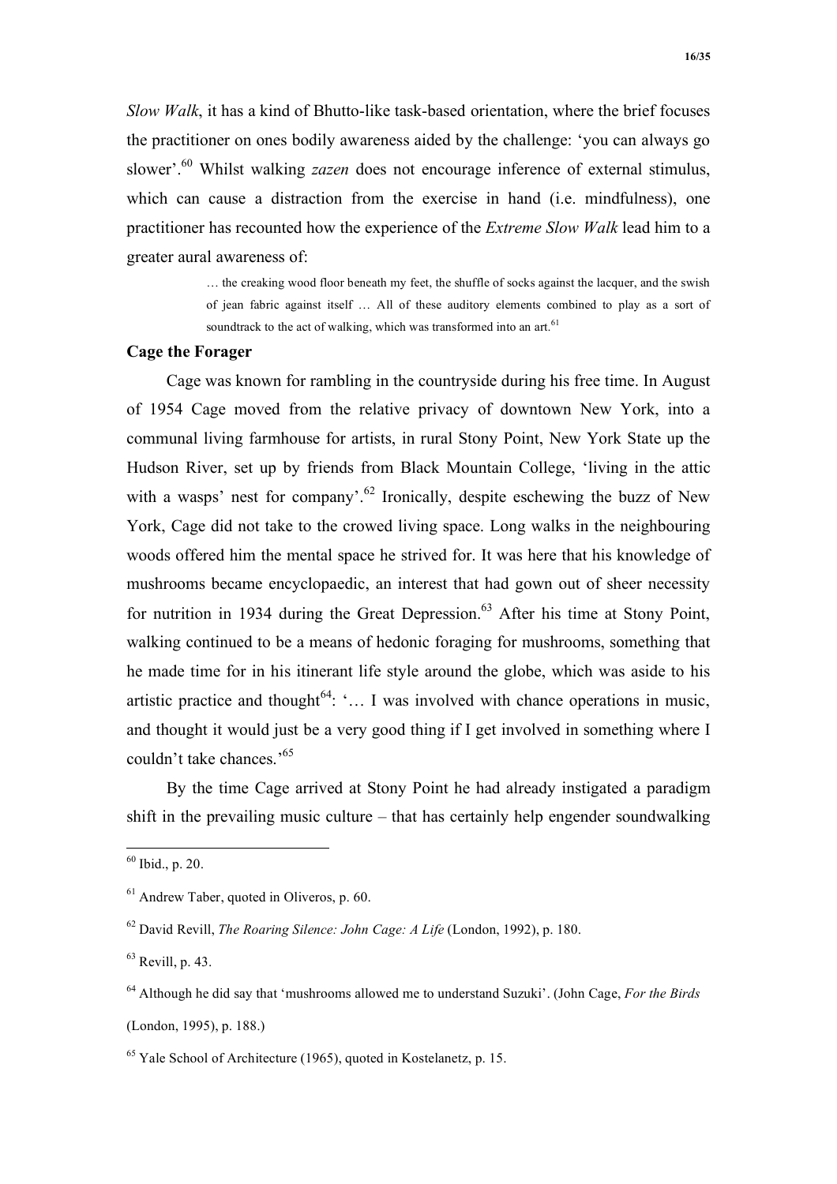*Slow Walk*, it has a kind of Bhutto-like task-based orientation, where the brief focuses the practitioner on ones bodily awareness aided by the challenge: 'you can always go slower'.[60] Whilst walking *zazen* does not encourage inference of external stimulus, which can cause a distraction from the exercise in hand (i.e. mindfulness), one practitioner has recounted how the experience of the *Extreme Slow Walk* lead him to a greater aural awareness of:

> … the creaking wood floor beneath my feet, the shuffle of socks against the lacquer, and the swish of jean fabric against itself … All of these auditory elements combined to play as a sort of soundtrack to the act of walking, which was transformed into an art.[61]

**Cage the Forager**

Cage was known for rambling in the countryside during his free time. In August of 1954 Cage moved from the relative privacy of downtown New York, into a communal living farmhouse for artists, in rural Stony Point, New York State up the Hudson River, set up by friends from Black Mountain College, 'living in the attic with a wasps' nest for company'.[62] Ironically, despite eschewing the buzz of New York, Cage did not take to the crowed living space. Long walks in the neighbouring woods offered him the mental space he strived for. It was here that his knowledge of mushrooms became encyclopaedic, an interest that had gown out of sheer necessity for nutrition in 1934 during the Great Depression.[63] After his time at Stony Point, walking continued to be a means of hedonic foraging for mushrooms, something that he made time for in his itinerant life style around the globe, which was aside to his artistic practice and thought[64]: '… I was involved with chance operations in music, and thought it would just be a very good thing if I get involved in something where I couldn't take chances.'[65]

By the time Cage arrived at Stony Point he had already instigated a paradigm shift in the prevailing music culture – that has certainly help engender soundwalking

---

[60] Ibid., p. 20.

[61] Andrew Taber, quoted in Oliveros, p. 60.

[62] David Revill, *The Roaring Silence: John Cage: A Life* (London, 1992), p. 180.

[63] Revill, p. 43.

[64] Although he did say that 'mushrooms allowed me to understand Suzuki'. (John Cage, *For the Birds* (London, 1995), p. 188.)

[65] Yale School of Architecture (1965), quoted in Kostelanetz, p. 15.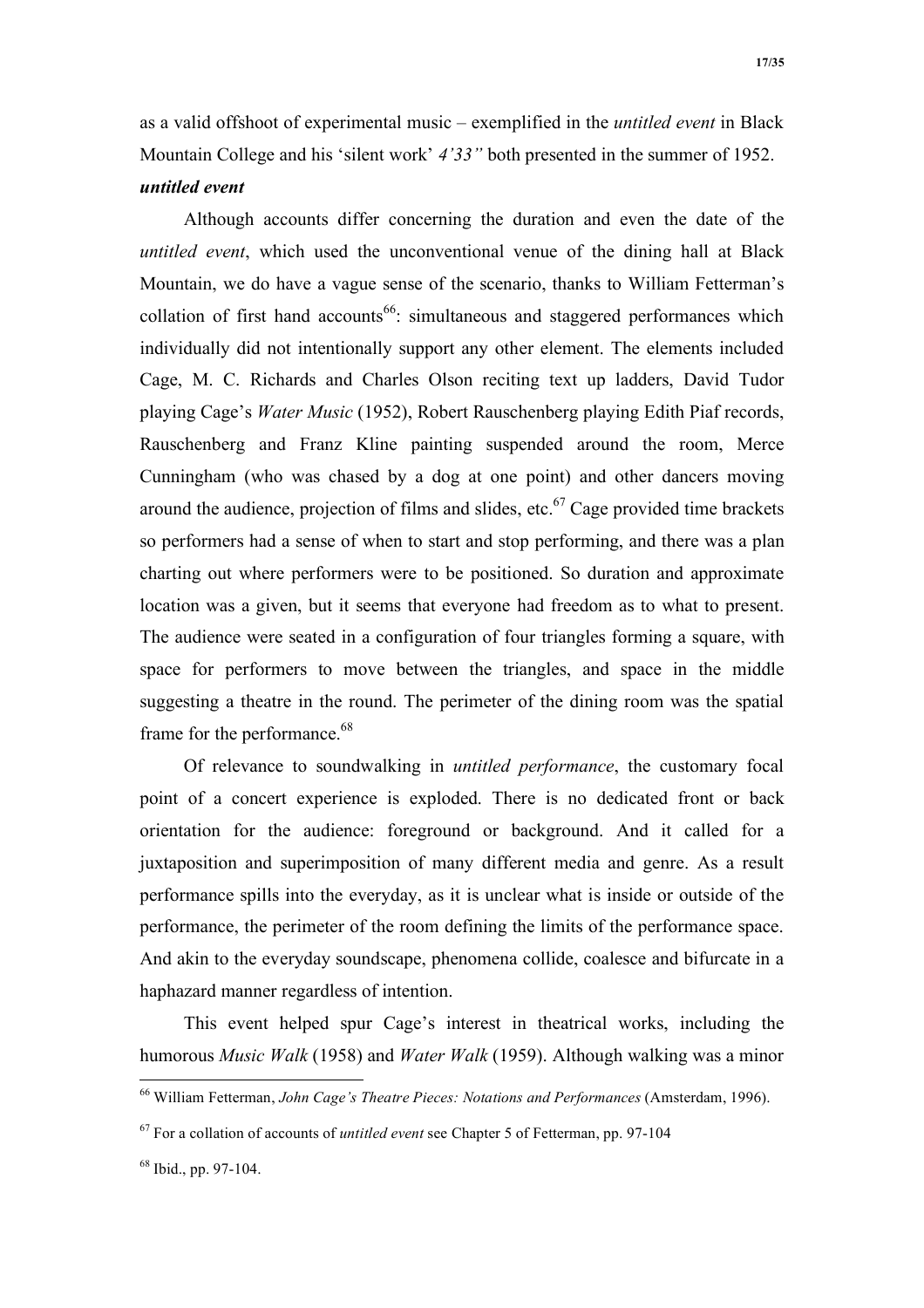as a valid offshoot of experimental music – exemplified in the *untitled event* in Black Mountain College and his 'silent work' *4'33"* both presented in the summer of 1952.

***untitled event***

Although accounts differ concerning the duration and even the date of the *untitled event*, which used the unconventional venue of the dining hall at Black Mountain, we do have a vague sense of the scenario, thanks to William Fetterman's collation of first hand accounts[66]: simultaneous and staggered performances which individually did not intentionally support any other element. The elements included Cage, M. C. Richards and Charles Olson reciting text up ladders, David Tudor playing Cage's *Water Music* (1952), Robert Rauschenberg playing Edith Piaf records, Rauschenberg and Franz Kline painting suspended around the room, Merce Cunningham (who was chased by a dog at one point) and other dancers moving around the audience, projection of films and slides, etc.[67] Cage provided time brackets so performers had a sense of when to start and stop performing, and there was a plan charting out where performers were to be positioned. So duration and approximate location was a given, but it seems that everyone had freedom as to what to present. The audience were seated in a configuration of four triangles forming a square, with space for performers to move between the triangles, and space in the middle suggesting a theatre in the round. The perimeter of the dining room was the spatial frame for the performance.[68]

Of relevance to soundwalking in *untitled performance*, the customary focal point of a concert experience is exploded. There is no dedicated front or back orientation for the audience: foreground or background. And it called for a juxtaposition and superimposition of many different media and genre. As a result performance spills into the everyday, as it is unclear what is inside or outside of the performance, the perimeter of the room defining the limits of the performance space. And akin to the everyday soundscape, phenomena collide, coalesce and bifurcate in a haphazard manner regardless of intention.

This event helped spur Cage's interest in theatrical works, including the humorous *Music Walk* (1958) and *Water Walk* (1959). Although walking was a minor

---

[66] William Fetterman, *John Cage's Theatre Pieces: Notations and Performances* (Amsterdam, 1996).

[67] For a collation of accounts of *untitled event* see Chapter 5 of Fetterman, pp. 97-104

[68] Ibid., pp. 97-104.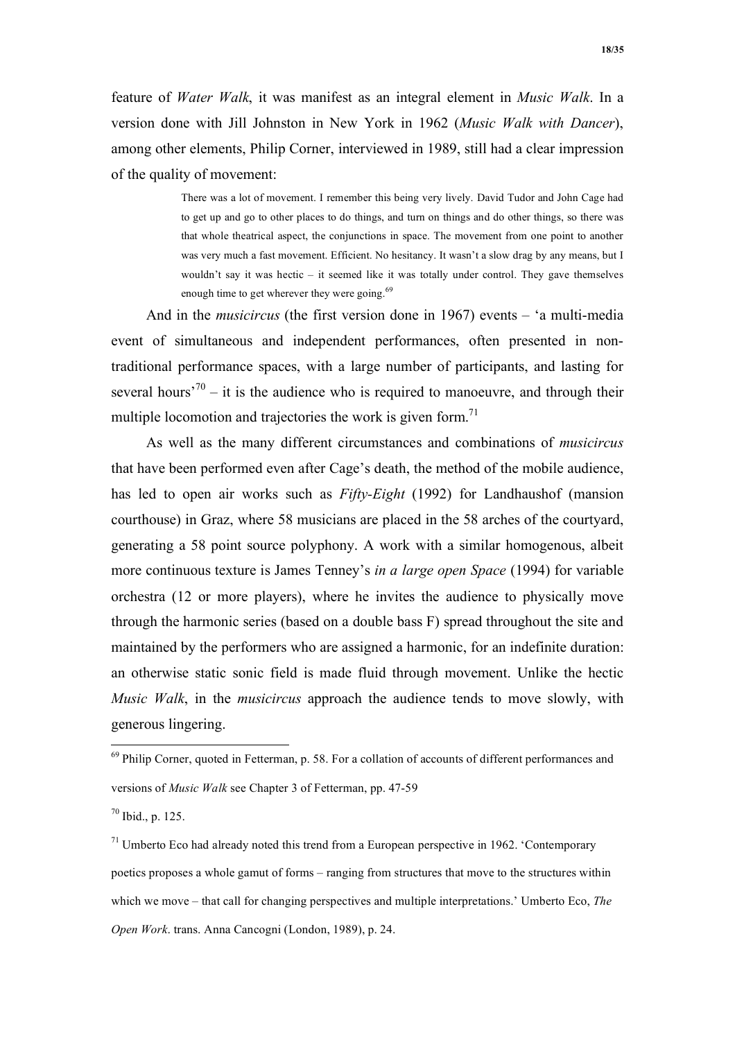feature of *Water Walk*, it was manifest as an integral element in *Music Walk*. In a version done with Jill Johnston in New York in 1962 (*Music Walk with Dancer*), among other elements, Philip Corner, interviewed in 1989, still had a clear impression of the quality of movement:

> There was a lot of movement. I remember this being very lively. David Tudor and John Cage had to get up and go to other places to do things, and turn on things and do other things, so there was that whole theatrical aspect, the conjunctions in space. The movement from one point to another was very much a fast movement. Efficient. No hesitancy. It wasn't a slow drag by any means, but I wouldn't say it was hectic – it seemed like it was totally under control. They gave themselves enough time to get wherever they were going.[69]

And in the *musicircus* (the first version done in 1967) events – 'a multi-media event of simultaneous and independent performances, often presented in non-traditional performance spaces, with a large number of participants, and lasting for several hours'[70] – it is the audience who is required to manoeuvre, and through their multiple locomotion and trajectories the work is given form.[71]

As well as the many different circumstances and combinations of *musicircus* that have been performed even after Cage's death, the method of the mobile audience, has led to open air works such as *Fifty-Eight* (1992) for Landhaushof (mansion courthouse) in Graz, where 58 musicians are placed in the 58 arches of the courtyard, generating a 58 point source polyphony. A work with a similar homogenous, albeit more continuous texture is James Tenney's *in a large open Space* (1994) for variable orchestra (12 or more players), where he invites the audience to physically move through the harmonic series (based on a double bass F) spread throughout the site and maintained by the performers who are assigned a harmonic, for an indefinite duration: an otherwise static sonic field is made fluid through movement. Unlike the hectic *Music Walk*, in the *musicircus* approach the audience tends to move slowly, with generous lingering.

---

[69] Philip Corner, quoted in Fetterman, p. 58. For a collation of accounts of different performances and versions of *Music Walk* see Chapter 3 of Fetterman, pp. 47-59

[70] Ibid., p. 125.

[71] Umberto Eco had already noted this trend from a European perspective in 1962. 'Contemporary poetics proposes a whole gamut of forms – ranging from structures that move to the structures within which we move – that call for changing perspectives and multiple interpretations.' Umberto Eco, *The Open Work*. trans. Anna Cancogni (London, 1989), p. 24.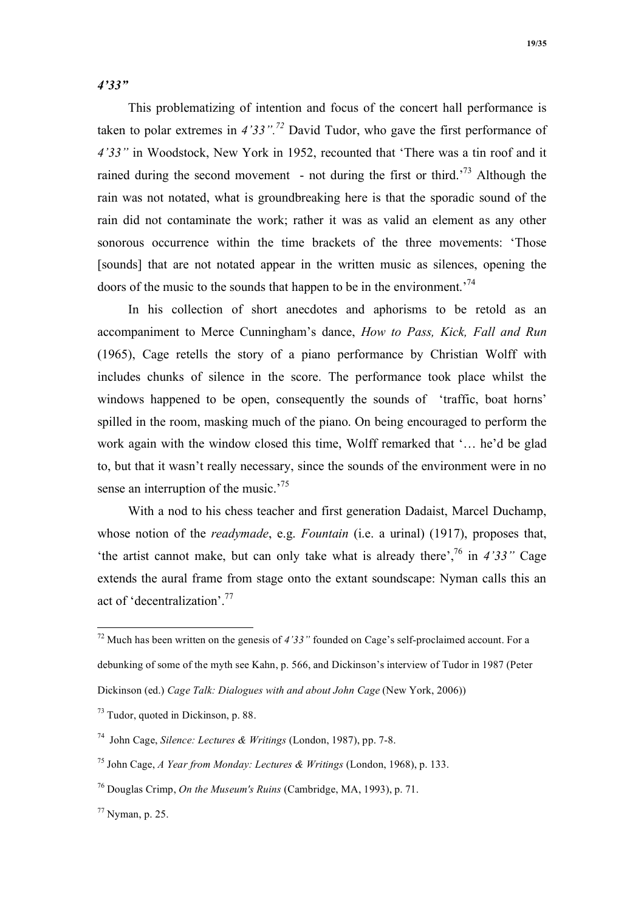### *4'33"*

This problematizing of intention and focus of the concert hall performance is taken to polar extremes in *4'33"*.[72] David Tudor, who gave the first performance of *4'33"* in Woodstock, New York in 1952, recounted that 'There was a tin roof and it rained during the second movement - not during the first or third.'[73] Although the rain was not notated, what is groundbreaking here is that the sporadic sound of the rain did not contaminate the work; rather it was as valid an element as any other sonorous occurrence within the time brackets of the three movements: 'Those [sounds] that are not notated appear in the written music as silences, opening the doors of the music to the sounds that happen to be in the environment.'[74]

In his collection of short anecdotes and aphorisms to be retold as an accompaniment to Merce Cunningham's dance, *How to Pass, Kick, Fall and Run* (1965), Cage retells the story of a piano performance by Christian Wolff with includes chunks of silence in the score. The performance took place whilst the windows happened to be open, consequently the sounds of 'traffic, boat horns' spilled in the room, masking much of the piano. On being encouraged to perform the work again with the window closed this time, Wolff remarked that '… he'd be glad to, but that it wasn't really necessary, since the sounds of the environment were in no sense an interruption of the music.'[75]

With a nod to his chess teacher and first generation Dadaist, Marcel Duchamp, whose notion of the *readymade*, e.g. *Fountain* (i.e. a urinal) (1917), proposes that, 'the artist cannot make, but can only take what is already there',[76] in *4'33"* Cage extends the aural frame from stage onto the extant soundscape: Nyman calls this an act of 'decentralization'.[77]

---

[72] Much has been written on the genesis of *4'33"* founded on Cage's self-proclaimed account. For a debunking of some of the myth see Kahn, p. 566, and Dickinson's interview of Tudor in 1987 (Peter Dickinson (ed.) *Cage Talk: Dialogues with and about John Cage* (New York, 2006))

[73] Tudor, quoted in Dickinson, p. 88.

[74] John Cage, *Silence: Lectures & Writings* (London, 1987), pp. 7-8.

[75] John Cage, *A Year from Monday: Lectures & Writings* (London, 1968), p. 133.

[76] Douglas Crimp, *On the Museum's Ruins* (Cambridge, MA, 1993), p. 71.

[77] Nyman, p. 25.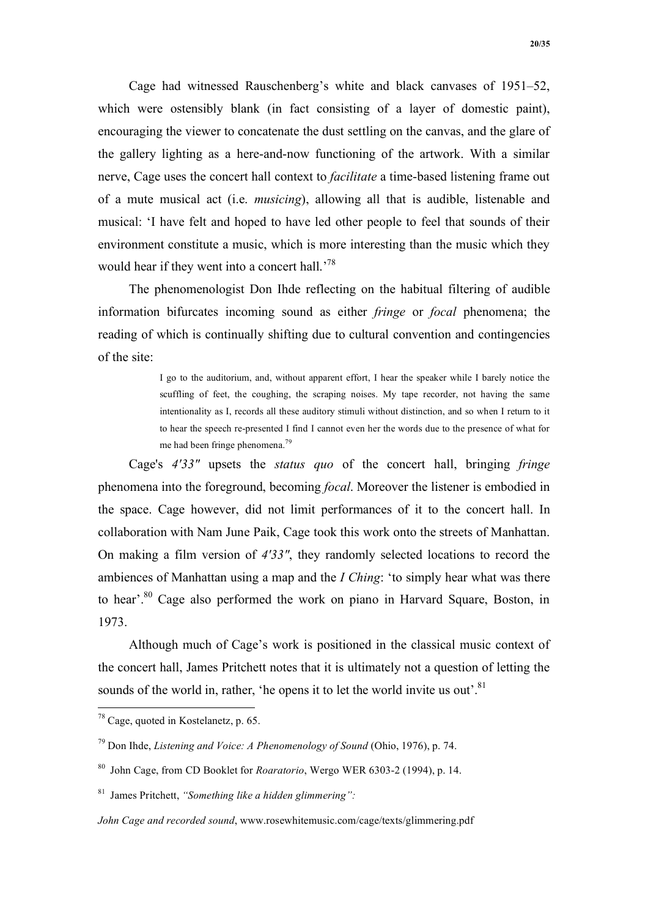Cage had witnessed Rauschenberg's white and black canvases of 1951–52, which were ostensibly blank (in fact consisting of a layer of domestic paint), encouraging the viewer to concatenate the dust settling on the canvas, and the glare of the gallery lighting as a here-and-now functioning of the artwork. With a similar nerve, Cage uses the concert hall context to *facilitate* a time-based listening frame out of a mute musical act (i.e. *musicing*), allowing all that is audible, listenable and musical: 'I have felt and hoped to have led other people to feel that sounds of their environment constitute a music, which is more interesting than the music which they would hear if they went into a concert hall.'[78]

The phenomenologist Don Ihde reflecting on the habitual filtering of audible information bifurcates incoming sound as either *fringe* or *focal* phenomena; the reading of which is continually shifting due to cultural convention and contingencies of the site:

> I go to the auditorium, and, without apparent effort, I hear the speaker while I barely notice the scuffling of feet, the coughing, the scraping noises. My tape recorder, not having the same intentionality as I, records all these auditory stimuli without distinction, and so when I return to it to hear the speech re-presented I find I cannot even her the words due to the presence of what for me had been fringe phenomena.[79]

Cage's *4′33″* upsets the *status quo* of the concert hall, bringing *fringe* phenomena into the foreground, becoming *focal*. Moreover the listener is embodied in the space. Cage however, did not limit performances of it to the concert hall. In collaboration with Nam June Paik, Cage took this work onto the streets of Manhattan. On making a film version of *4′33″*, they randomly selected locations to record the ambiences of Manhattan using a map and the *I Ching*: 'to simply hear what was there to hear'.[80] Cage also performed the work on piano in Harvard Square, Boston, in 1973.

Although much of Cage's work is positioned in the classical music context of the concert hall, James Pritchett notes that it is ultimately not a question of letting the sounds of the world in, rather, 'he opens it to let the world invite us out'.[81]

---

[78] Cage, quoted in Kostelanetz, p. 65.

[79] Don Ihde, *Listening and Voice: A Phenomenology of Sound* (Ohio, 1976), p. 74.

[80] John Cage, from CD Booklet for *Roaratorio*, Wergo WER 6303-2 (1994), p. 14.

[81] James Pritchett, *"Something like a hidden glimmering": John Cage and recorded sound*, www.rosewhitemusic.com/cage/texts/glimmering.pdf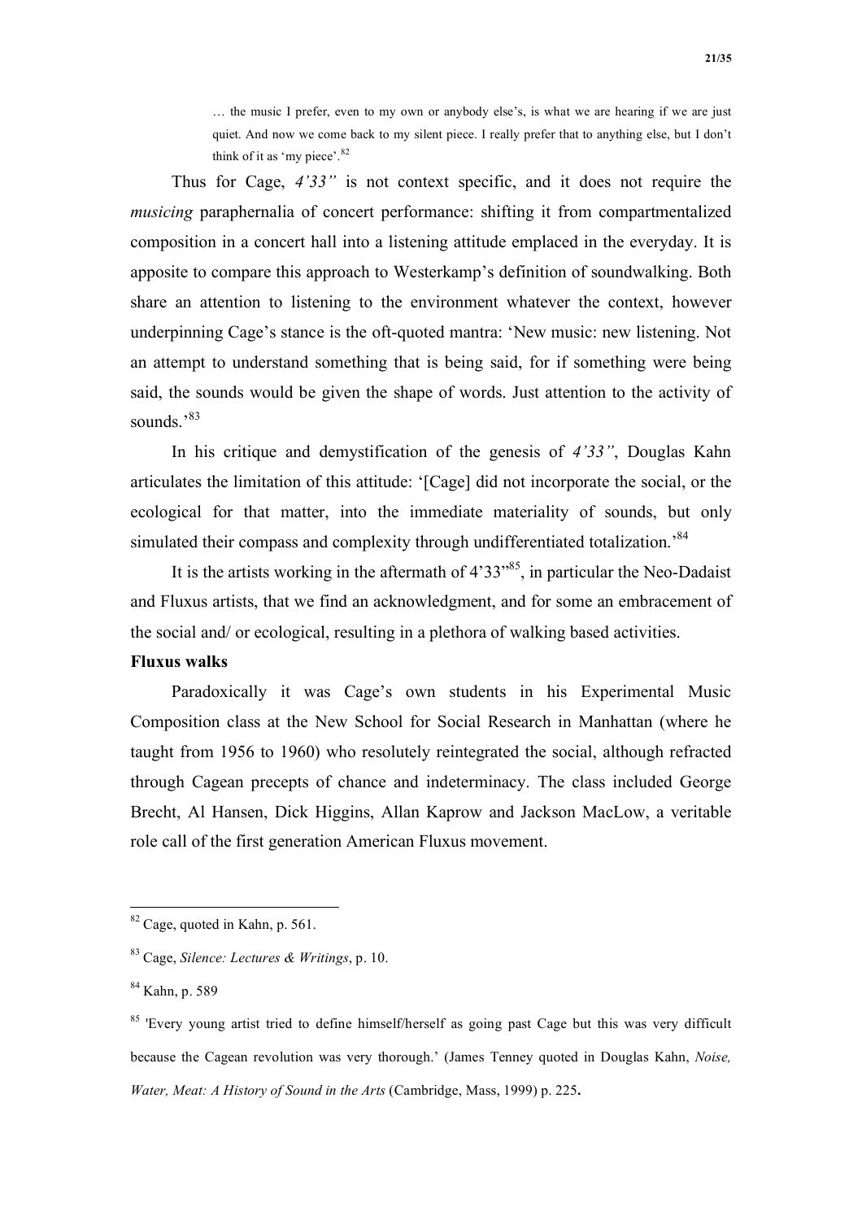> … the music I prefer, even to my own or anybody else's, is what we are hearing if we are just quiet. And now we come back to my silent piece. I really prefer that to anything else, but I don't think of it as 'my piece'.[82]

Thus for Cage, *4'33"* is not context specific, and it does not require the *musicing* paraphernalia of concert performance: shifting it from compartmentalized composition in a concert hall into a listening attitude emplaced in the everyday. It is apposite to compare this approach to Westerkamp's definition of soundwalking. Both share an attention to listening to the environment whatever the context, however underpinning Cage's stance is the oft-quoted mantra: 'New music: new listening. Not an attempt to understand something that is being said, for if something were being said, the sounds would be given the shape of words. Just attention to the activity of sounds.'[83]

In his critique and demystification of the genesis of *4'33"*, Douglas Kahn articulates the limitation of this attitude: '[Cage] did not incorporate the social, or the ecological for that matter, into the immediate materiality of sounds, but only simulated their compass and complexity through undifferentiated totalization.'[84]

It is the artists working in the aftermath of 4'33"[85], in particular the Neo-Dadaist and Fluxus artists, that we find an acknowledgment, and for some an embracement of the social and/ or ecological, resulting in a plethora of walking based activities.

**Fluxus walks**

Paradoxically it was Cage's own students in his Experimental Music Composition class at the New School for Social Research in Manhattan (where he taught from 1956 to 1960) who resolutely reintegrated the social, although refracted through Cagean precepts of chance and indeterminacy. The class included George Brecht, Al Hansen, Dick Higgins, Allan Kaprow and Jackson MacLow, a veritable role call of the first generation American Fluxus movement.

---

[82] Cage, quoted in Kahn, p. 561.

[83] Cage, *Silence: Lectures & Writings*, p. 10.

[84] Kahn, p. 589

[85] 'Every young artist tried to define himself/herself as going past Cage but this was very difficult because the Cagean revolution was very thorough.' (James Tenney quoted in Douglas Kahn, *Noise, Water, Meat: A History of Sound in the Arts* (Cambridge, Mass, 1999) p. 225**.**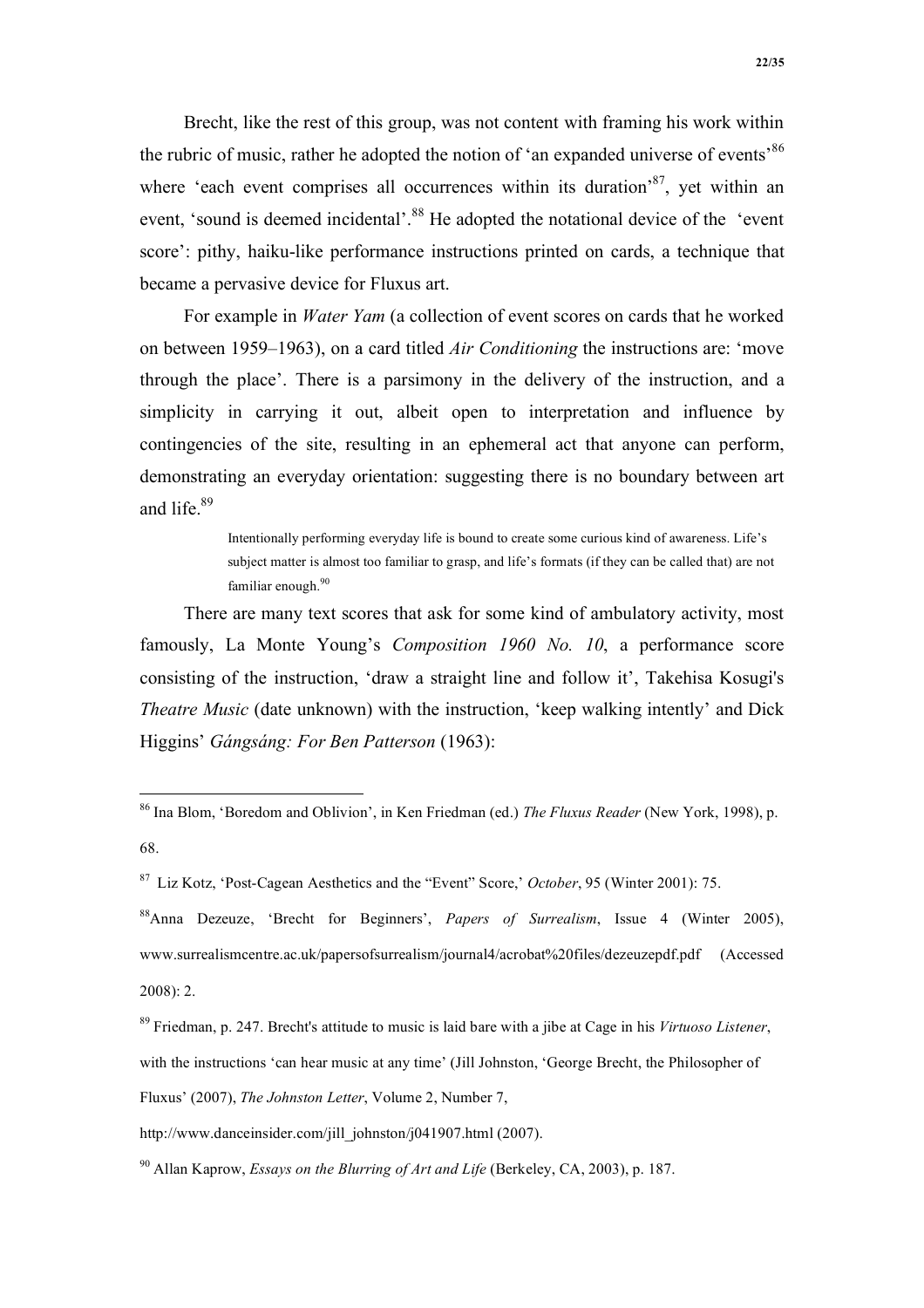Brecht, like the rest of this group, was not content with framing his work within the rubric of music, rather he adopted the notion of 'an expanded universe of events'[86] where 'each event comprises all occurrences within its duration'[87], yet within an event, 'sound is deemed incidental'.[88] He adopted the notational device of the 'event score': pithy, haiku-like performance instructions printed on cards, a technique that became a pervasive device for Fluxus art.

For example in *Water Yam* (a collection of event scores on cards that he worked on between 1959–1963), on a card titled *Air Conditioning* the instructions are: 'move through the place'. There is a parsimony in the delivery of the instruction, and a simplicity in carrying it out, albeit open to interpretation and influence by contingencies of the site, resulting in an ephemeral act that anyone can perform, demonstrating an everyday orientation: suggesting there is no boundary between art and life.[89]

> Intentionally performing everyday life is bound to create some curious kind of awareness. Life's subject matter is almost too familiar to grasp, and life's formats (if they can be called that) are not familiar enough.[90]

There are many text scores that ask for some kind of ambulatory activity, most famously, La Monte Young's *Composition 1960 No. 10*, a performance score consisting of the instruction, 'draw a straight line and follow it', Takehisa Kosugi's *Theatre Music* (date unknown) with the instruction, 'keep walking intently' and Dick Higgins' *Gángsáng: For Ben Patterson* (1963):

---

[86] Ina Blom, 'Boredom and Oblivion', in Ken Friedman (ed.) *The Fluxus Reader* (New York, 1998), p. 68.

[87] Liz Kotz, 'Post-Cagean Aesthetics and the "Event" Score,' *October*, 95 (Winter 2001): 75.

[88] Anna Dezeuze, 'Brecht for Beginners', *Papers of Surrealism*, Issue 4 (Winter 2005), www.surrealismcentre.ac.uk/papersofsurrealism/journal4/acrobat%20files/dezeuzepdf.pdf (Accessed 2008): 2.

[89] Friedman, p. 247. Brecht's attitude to music is laid bare with a jibe at Cage in his *Virtuoso Listener*, with the instructions 'can hear music at any time' (Jill Johnston, 'George Brecht, the Philosopher of Fluxus' (2007), *The Johnston Letter*, Volume 2, Number 7, http://www.danceinsider.com/jill_johnston/j041907.html (2007).

[90] Allan Kaprow, *Essays on the Blurring of Art and Life* (Berkeley, CA, 2003), p. 187.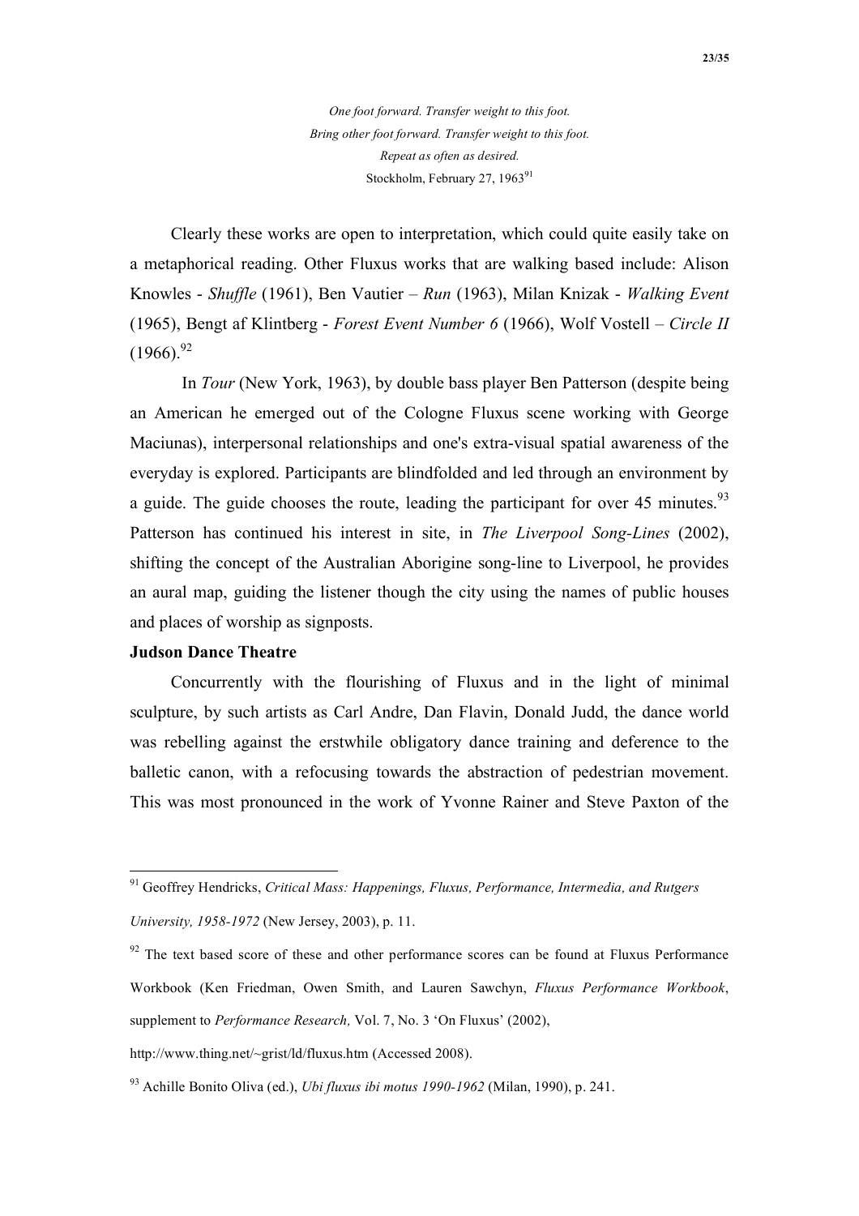*One foot forward. Transfer weight to this foot.*
*Bring other foot forward. Transfer weight to this foot.*
*Repeat as often as desired.*
Stockholm, February 27, 1963[91]

Clearly these works are open to interpretation, which could quite easily take on a metaphorical reading. Other Fluxus works that are walking based include: Alison Knowles - *Shuffle* (1961), Ben Vautier – *Run* (1963), Milan Knizak - *Walking Event* (1965), Bengt af Klintberg - *Forest Event Number 6* (1966), Wolf Vostell – *Circle II* (1966).[92]

In *Tour* (New York, 1963), by double bass player Ben Patterson (despite being an American he emerged out of the Cologne Fluxus scene working with George Maciunas), interpersonal relationships and one's extra-visual spatial awareness of the everyday is explored. Participants are blindfolded and led through an environment by a guide. The guide chooses the route, leading the participant for over 45 minutes.[93] Patterson has continued his interest in site, in *The Liverpool Song-Lines* (2002), shifting the concept of the Australian Aborigine song-line to Liverpool, he provides an aural map, guiding the listener though the city using the names of public houses and places of worship as signposts.

**Judson Dance Theatre**

Concurrently with the flourishing of Fluxus and in the light of minimal sculpture, by such artists as Carl Andre, Dan Flavin, Donald Judd, the dance world was rebelling against the erstwhile obligatory dance training and deference to the balletic canon, with a refocusing towards the abstraction of pedestrian movement. This was most pronounced in the work of Yvonne Rainer and Steve Paxton of the

---

[91] Geoffrey Hendricks, *Critical Mass: Happenings, Fluxus, Performance, Intermedia, and Rutgers University, 1958-1972* (New Jersey, 2003), p. 11.

[92] The text based score of these and other performance scores can be found at Fluxus Performance Workbook (Ken Friedman, Owen Smith, and Lauren Sawchyn, *Fluxus Performance Workbook*, supplement to *Performance Research,* Vol. 7, No. 3 'On Fluxus' (2002), http://www.thing.net/~grist/ld/fluxus.htm (Accessed 2008).

[93] Achille Bonito Oliva (ed.), *Ubi fluxus ibi motus 1990-1962* (Milan, 1990), p. 241.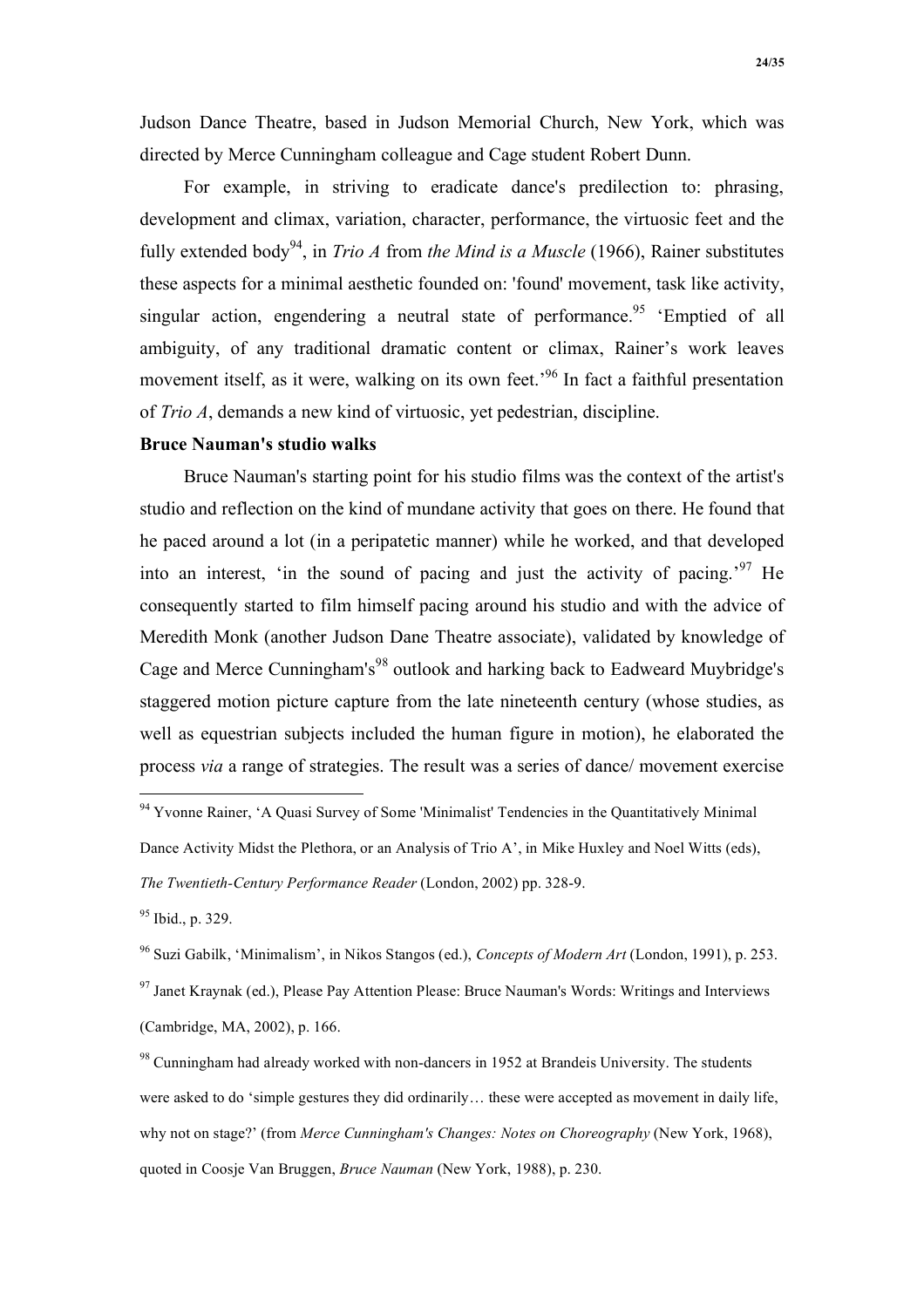Judson Dance Theatre, based in Judson Memorial Church, New York, which was directed by Merce Cunningham colleague and Cage student Robert Dunn.

For example, in striving to eradicate dance's predilection to: phrasing, development and climax, variation, character, performance, the virtuosic feet and the fully extended body[94], in *Trio A* from *the Mind is a Muscle* (1966), Rainer substitutes these aspects for a minimal aesthetic founded on: 'found' movement, task like activity, singular action, engendering a neutral state of performance.[95] 'Emptied of all ambiguity, of any traditional dramatic content or climax, Rainer's work leaves movement itself, as it were, walking on its own feet.'[96] In fact a faithful presentation of *Trio A*, demands a new kind of virtuosic, yet pedestrian, discipline.

**Bruce Nauman's studio walks**

Bruce Nauman's starting point for his studio films was the context of the artist's studio and reflection on the kind of mundane activity that goes on there. He found that he paced around a lot (in a peripatetic manner) while he worked, and that developed into an interest, 'in the sound of pacing and just the activity of pacing.'[97] He consequently started to film himself pacing around his studio and with the advice of Meredith Monk (another Judson Dane Theatre associate), validated by knowledge of Cage and Merce Cunningham's[98] outlook and harking back to Eadweard Muybridge's staggered motion picture capture from the late nineteenth century (whose studies, as well as equestrian subjects included the human figure in motion), he elaborated the process *via* a range of strategies. The result was a series of dance/ movement exercise

---

[94] Yvonne Rainer, 'A Quasi Survey of Some 'Minimalist' Tendencies in the Quantitatively Minimal Dance Activity Midst the Plethora, or an Analysis of Trio A', in Mike Huxley and Noel Witts (eds), *The Twentieth-Century Performance Reader* (London, 2002) pp. 328-9.

[95] Ibid., p. 329.

[96] Suzi Gabilk, 'Minimalism', in Nikos Stangos (ed.), *Concepts of Modern Art* (London, 1991), p. 253.

[97] Janet Kraynak (ed.), Please Pay Attention Please: Bruce Nauman's Words: Writings and Interviews (Cambridge, MA, 2002), p. 166.

[98] Cunningham had already worked with non-dancers in 1952 at Brandeis University. The students were asked to do 'simple gestures they did ordinarily… these were accepted as movement in daily life, why not on stage?' (from *Merce Cunningham's Changes: Notes on Choreography* (New York, 1968), quoted in Coosje Van Bruggen, *Bruce Nauman* (New York, 1988), p. 230.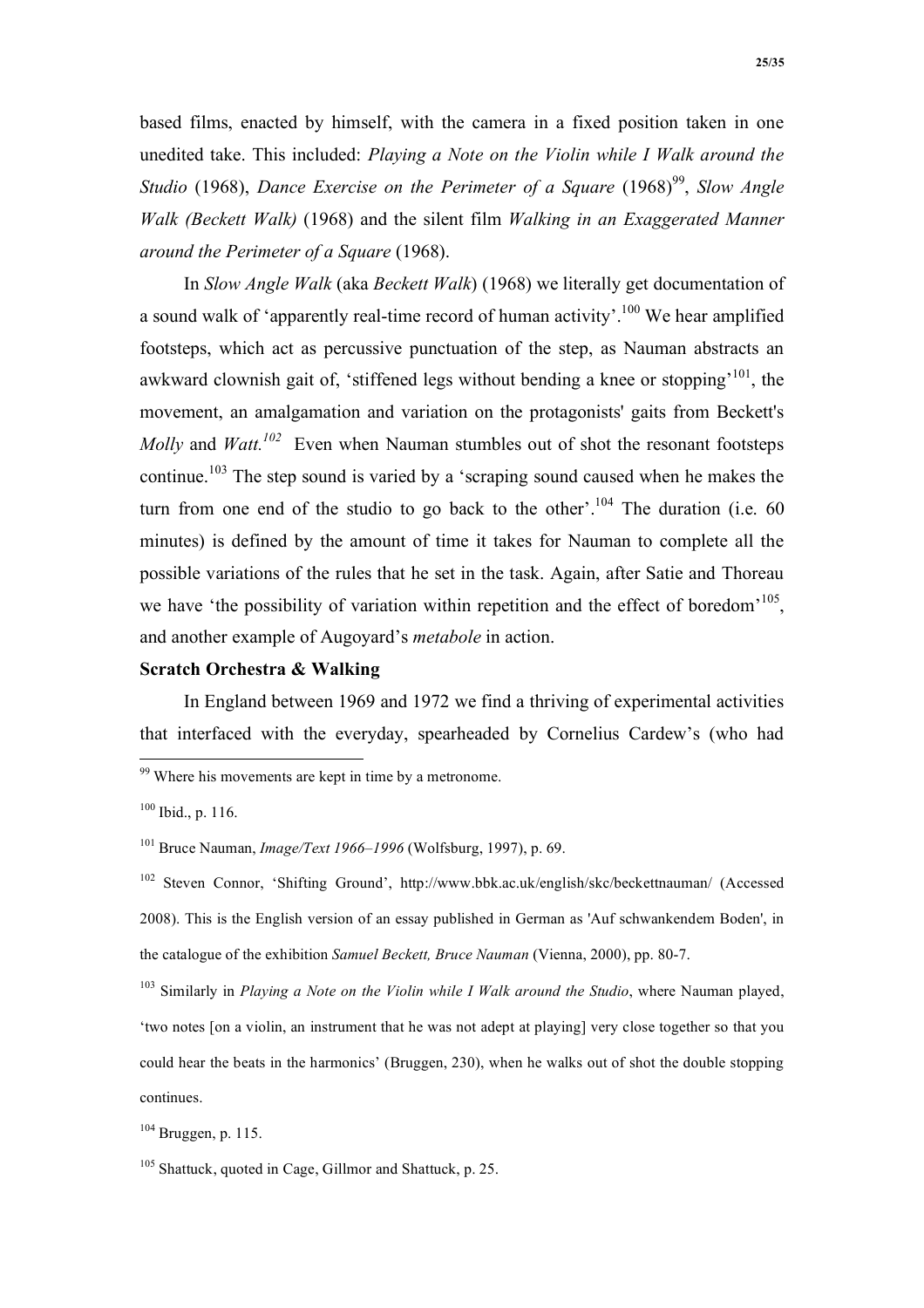based films, enacted by himself, with the camera in a fixed position taken in one unedited take. This included: *Playing a Note on the Violin while I Walk around the Studio* (1968), *Dance Exercise on the Perimeter of a Square* (1968)[99], *Slow Angle Walk (Beckett Walk)* (1968) and the silent film *Walking in an Exaggerated Manner around the Perimeter of a Square* (1968).

In *Slow Angle Walk* (aka *Beckett Walk*) (1968) we literally get documentation of a sound walk of 'apparently real-time record of human activity'.[100] We hear amplified footsteps, which act as percussive punctuation of the step, as Nauman abstracts an awkward clownish gait of, 'stiffened legs without bending a knee or stopping'[101], the movement, an amalgamation and variation on the protagonists' gaits from Beckett's *Molly* and *Watt.*[102] Even when Nauman stumbles out of shot the resonant footsteps continue.[103] The step sound is varied by a 'scraping sound caused when he makes the turn from one end of the studio to go back to the other'.[104] The duration (i.e. 60 minutes) is defined by the amount of time it takes for Nauman to complete all the possible variations of the rules that he set in the task. Again, after Satie and Thoreau we have 'the possibility of variation within repetition and the effect of boredom'[105], and another example of Augoyard's *metabole* in action.

**Scratch Orchestra & Walking**

In England between 1969 and 1972 we find a thriving of experimental activities that interfaced with the everyday, spearheaded by Cornelius Cardew's (who had

---

[99] Where his movements are kept in time by a metronome.

[100] Ibid., p. 116.

[101] Bruce Nauman, *Image/Text 1966–1996* (Wolfsburg, 1997), p. 69.

[102] Steven Connor, 'Shifting Ground', http://www.bbk.ac.uk/english/skc/beckettnauman/ (Accessed 2008). This is the English version of an essay published in German as 'Auf schwankendem Boden', in the catalogue of the exhibition *Samuel Beckett, Bruce Nauman* (Vienna, 2000), pp. 80-7.

[103] Similarly in *Playing a Note on the Violin while I Walk around the Studio*, where Nauman played, 'two notes [on a violin, an instrument that he was not adept at playing] very close together so that you could hear the beats in the harmonics' (Bruggen, 230), when he walks out of shot the double stopping continues.

[104] Bruggen, p. 115.

[105] Shattuck, quoted in Cage, Gillmor and Shattuck, p. 25.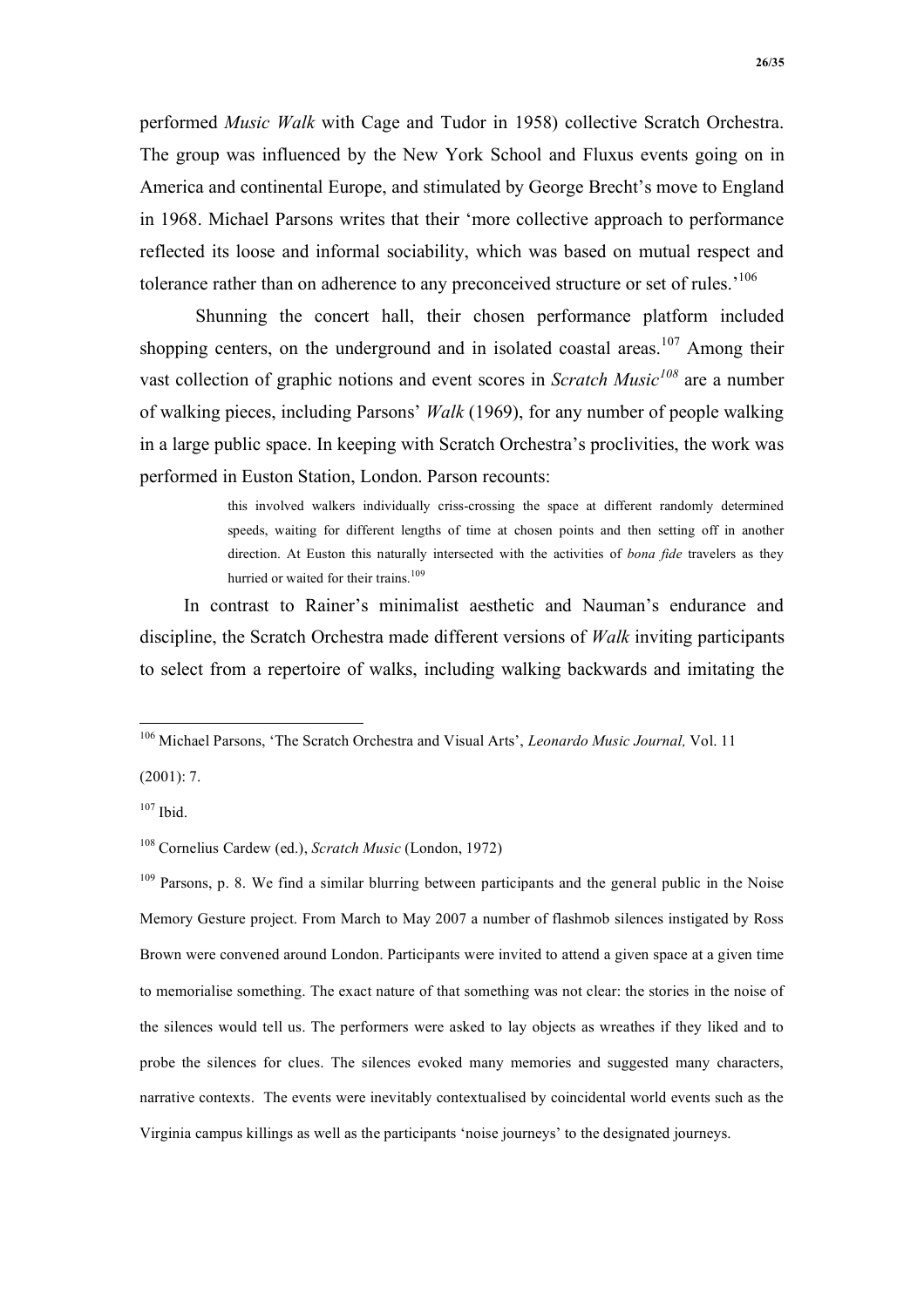performed *Music Walk* with Cage and Tudor in 1958) collective Scratch Orchestra. The group was influenced by the New York School and Fluxus events going on in America and continental Europe, and stimulated by George Brecht's move to England in 1968. Michael Parsons writes that their 'more collective approach to performance reflected its loose and informal sociability, which was based on mutual respect and tolerance rather than on adherence to any preconceived structure or set of rules.'[106]

Shunning the concert hall, their chosen performance platform included shopping centers, on the underground and in isolated coastal areas.[107] Among their vast collection of graphic notions and event scores in *Scratch Music*[108] are a number of walking pieces, including Parsons' *Walk* (1969), for any number of people walking in a large public space. In keeping with Scratch Orchestra's proclivities, the work was performed in Euston Station, London. Parson recounts:

> this involved walkers individually criss-crossing the space at different randomly determined speeds, waiting for different lengths of time at chosen points and then setting off in another direction. At Euston this naturally intersected with the activities of *bona fide* travelers as they hurried or waited for their trains.[109]

In contrast to Rainer's minimalist aesthetic and Nauman's endurance and discipline, the Scratch Orchestra made different versions of *Walk* inviting participants to select from a repertoire of walks, including walking backwards and imitating the

---

[106] Michael Parsons, 'The Scratch Orchestra and Visual Arts', *Leonardo Music Journal,* Vol. 11 (2001): 7.

[107] Ibid.

[108] Cornelius Cardew (ed.), *Scratch Music* (London, 1972)

[109] Parsons, p. 8. We find a similar blurring between participants and the general public in the Noise Memory Gesture project. From March to May 2007 a number of flashmob silences instigated by Ross Brown were convened around London. Participants were invited to attend a given space at a given time to memorialise something. The exact nature of that something was not clear: the stories in the noise of the silences would tell us. The performers were asked to lay objects as wreathes if they liked and to probe the silences for clues. The silences evoked many memories and suggested many characters, narrative contexts. The events were inevitably contextualised by coincidental world events such as the Virginia campus killings as well as the participants 'noise journeys' to the designated journeys.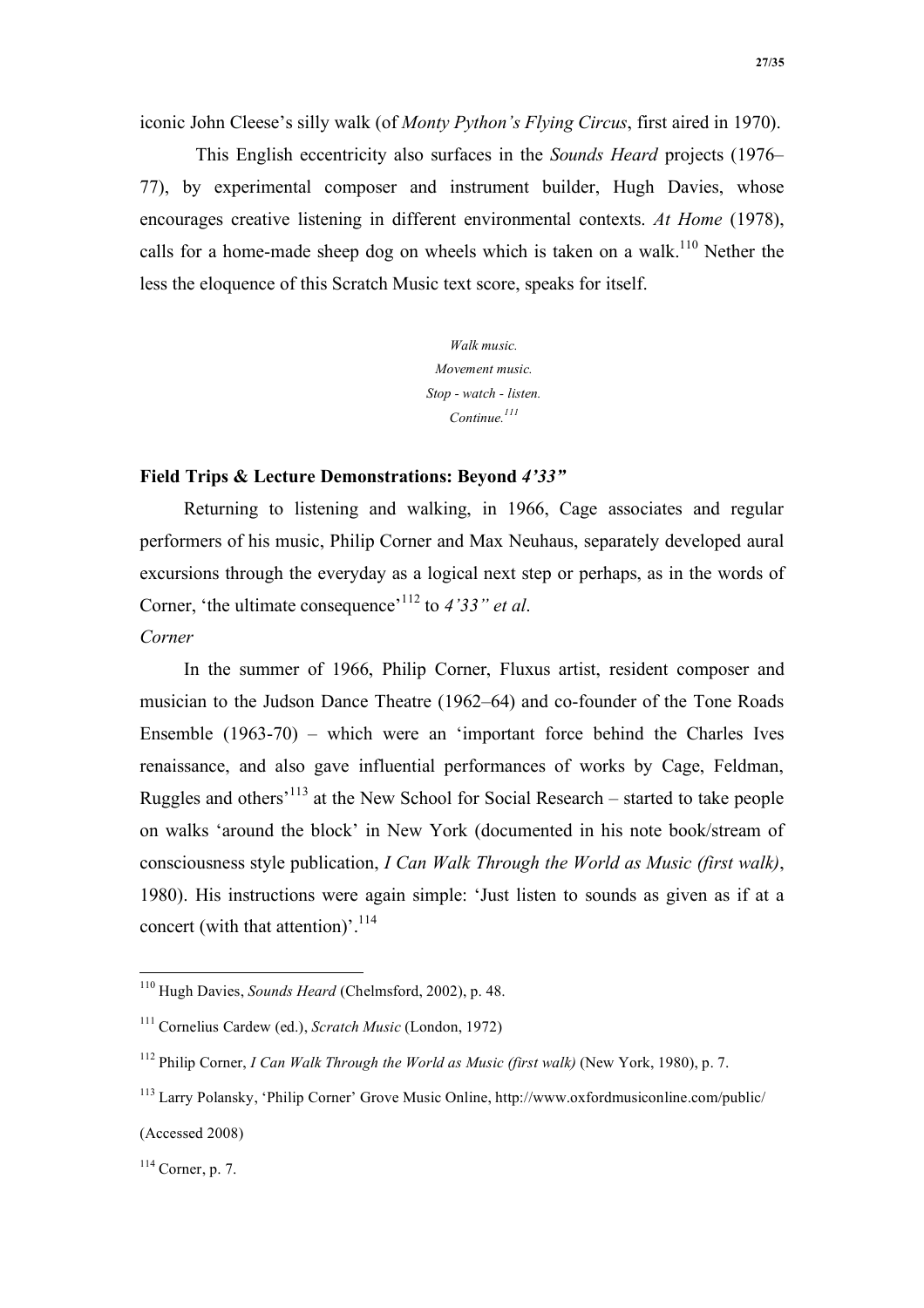iconic John Cleese's silly walk (of *Monty Python's Flying Circus*, first aired in 1970).

This English eccentricity also surfaces in the *Sounds Heard* projects (1976–77), by experimental composer and instrument builder, Hugh Davies, whose encourages creative listening in different environmental contexts. *At Home* (1978), calls for a home-made sheep dog on wheels which is taken on a walk.[110] Nether the less the eloquence of this Scratch Music text score, speaks for itself.

*Walk music.*
*Movement music.*
*Stop - watch - listen.*
*Continue.*[111]

### Field Trips & Lecture Demonstrations: Beyond *4'33"*

Returning to listening and walking, in 1966, Cage associates and regular performers of his music, Philip Corner and Max Neuhaus, separately developed aural excursions through the everyday as a logical next step or perhaps, as in the words of Corner, 'the ultimate consequence'[112] to *4'33" et al*.

*Corner*

In the summer of 1966, Philip Corner, Fluxus artist, resident composer and musician to the Judson Dance Theatre (1962–64) and co-founder of the Tone Roads Ensemble (1963-70) – which were an 'important force behind the Charles Ives renaissance, and also gave influential performances of works by Cage, Feldman, Ruggles and others'[113] at the New School for Social Research – started to take people on walks 'around the block' in New York (documented in his note book/stream of consciousness style publication, *I Can Walk Through the World as Music (first walk)*, 1980). His instructions were again simple: 'Just listen to sounds as given as if at a concert (with that attention)'.[114]

---

[110] Hugh Davies, *Sounds Heard* (Chelmsford, 2002), p. 48.

[111] Cornelius Cardew (ed.), *Scratch Music* (London, 1972)

[112] Philip Corner, *I Can Walk Through the World as Music (first walk)* (New York, 1980), p. 7.

[113] Larry Polansky, 'Philip Corner' Grove Music Online, http://www.oxfordmusiconline.com/public/ (Accessed 2008)

[114] Corner, p. 7.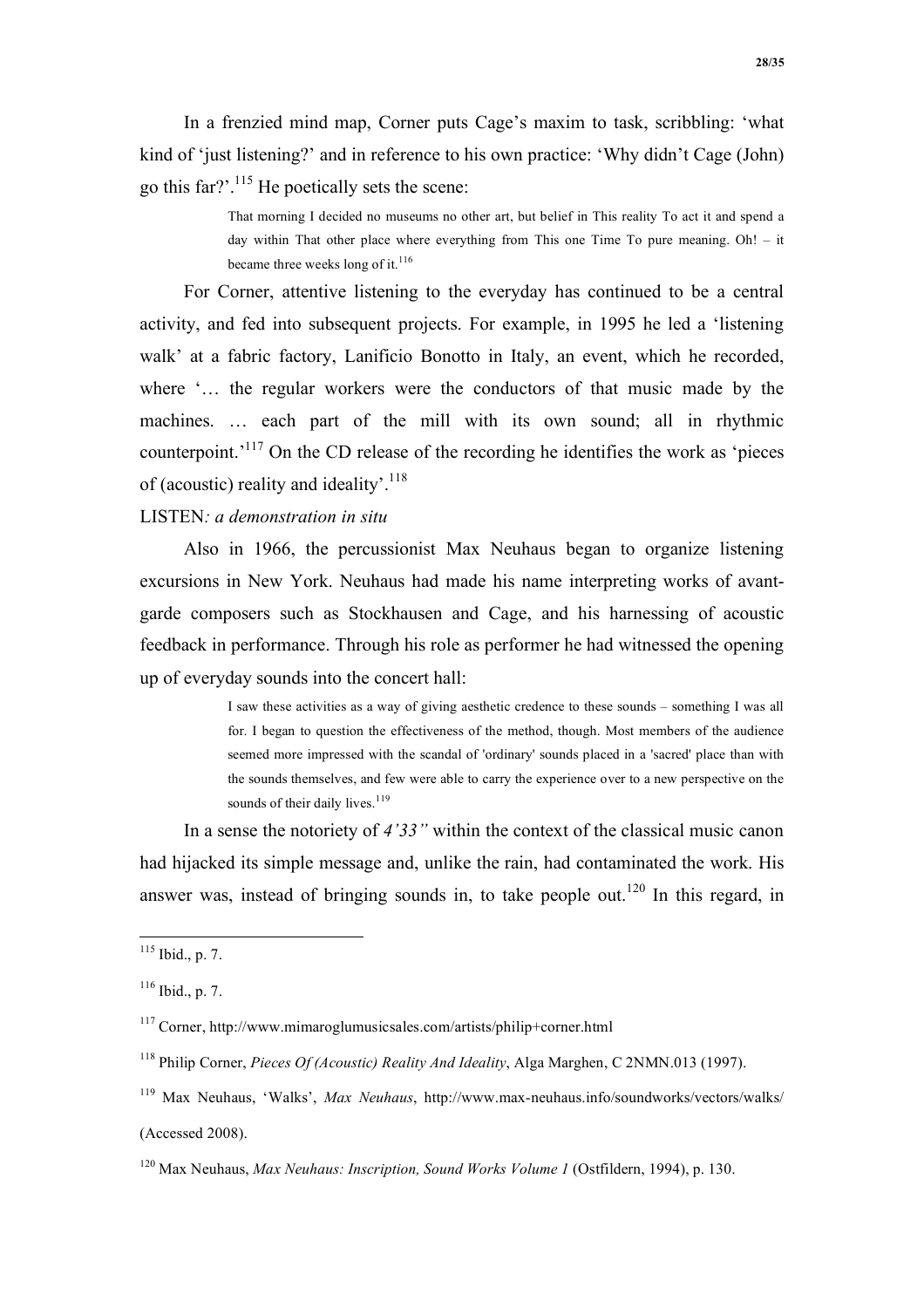In a frenzied mind map, Corner puts Cage's maxim to task, scribbling: 'what kind of 'just listening?' and in reference to his own practice: 'Why didn't Cage (John) go this far?'.[115] He poetically sets the scene:

> That morning I decided no museums no other art, but belief in This reality To act it and spend a day within That other place where everything from This one Time To pure meaning. Oh! – it became three weeks long of it.[116]

For Corner, attentive listening to the everyday has continued to be a central activity, and fed into subsequent projects. For example, in 1995 he led a 'listening walk' at a fabric factory, Lanificio Bonotto in Italy, an event, which he recorded, where '… the regular workers were the conductors of that music made by the machines. … each part of the mill with its own sound; all in rhythmic counterpoint.'[117] On the CD release of the recording he identifies the work as 'pieces of (acoustic) reality and ideality'.[118]

LISTEN*: a demonstration in situ*

Also in 1966, the percussionist Max Neuhaus began to organize listening excursions in New York. Neuhaus had made his name interpreting works of avant-garde composers such as Stockhausen and Cage, and his harnessing of acoustic feedback in performance. Through his role as performer he had witnessed the opening up of everyday sounds into the concert hall:

> I saw these activities as a way of giving aesthetic credence to these sounds – something I was all for. I began to question the effectiveness of the method, though. Most members of the audience seemed more impressed with the scandal of 'ordinary' sounds placed in a 'sacred' place than with the sounds themselves, and few were able to carry the experience over to a new perspective on the sounds of their daily lives.[119]

In a sense the notoriety of *4'33"* within the context of the classical music canon had hijacked its simple message and, unlike the rain, had contaminated the work. His answer was, instead of bringing sounds in, to take people out.[120] In this regard, in

---

[115] Ibid., p. 7.

[116] Ibid., p. 7.

[117] Corner, http://www.mimaroglumusicsales.com/artists/philip+corner.html

[118] Philip Corner, *Pieces Of (Acoustic) Reality And Ideality*, Alga Marghen, C 2NMN.013 (1997).

[119] Max Neuhaus, 'Walks', *Max Neuhaus*, http://www.max-neuhaus.info/soundworks/vectors/walks/ (Accessed 2008).

[120] Max Neuhaus, *Max Neuhaus: Inscription, Sound Works Volume 1* (Ostfildern, 1994), p. 130.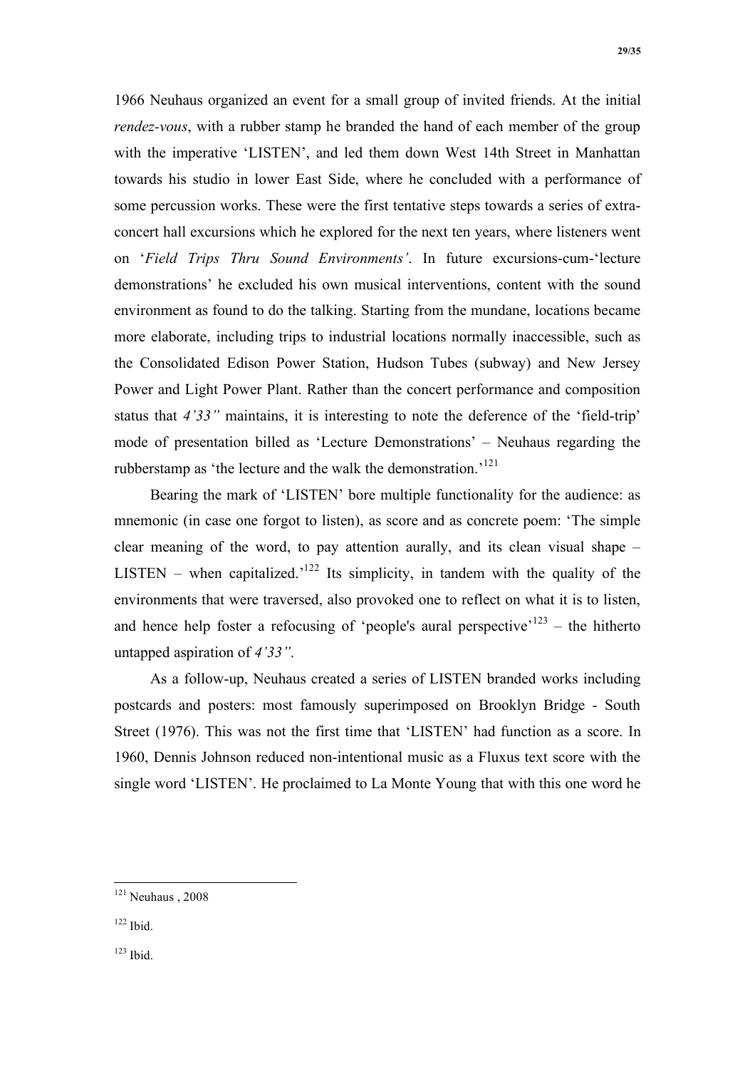1966 Neuhaus organized an event for a small group of invited friends. At the initial *rendez-vous*, with a rubber stamp he branded the hand of each member of the group with the imperative 'LISTEN', and led them down West 14th Street in Manhattan towards his studio in lower East Side, where he concluded with a performance of some percussion works. These were the first tentative steps towards a series of extra-concert hall excursions which he explored for the next ten years, where listeners went on '*Field Trips Thru Sound Environments'*. In future excursions-cum-'lecture demonstrations' he excluded his own musical interventions, content with the sound environment as found to do the talking. Starting from the mundane, locations became more elaborate, including trips to industrial locations normally inaccessible, such as the Consolidated Edison Power Station, Hudson Tubes (subway) and New Jersey Power and Light Power Plant. Rather than the concert performance and composition status that *4'33"* maintains, it is interesting to note the deference of the 'field-trip' mode of presentation billed as 'Lecture Demonstrations' – Neuhaus regarding the rubberstamp as 'the lecture and the walk the demonstration.'[121]

Bearing the mark of 'LISTEN' bore multiple functionality for the audience: as mnemonic (in case one forgot to listen), as score and as concrete poem: 'The simple clear meaning of the word, to pay attention aurally, and its clean visual shape – LISTEN – when capitalized.'[122] Its simplicity, in tandem with the quality of the environments that were traversed, also provoked one to reflect on what it is to listen, and hence help foster a refocusing of 'people's aural perspective'[123] – the hitherto untapped aspiration of *4'33"*.

As a follow-up, Neuhaus created a series of LISTEN branded works including postcards and posters: most famously superimposed on Brooklyn Bridge - South Street (1976). This was not the first time that 'LISTEN' had function as a score. In 1960, Dennis Johnson reduced non-intentional music as a Fluxus text score with the single word 'LISTEN'. He proclaimed to La Monte Young that with this one word he

---

[121] Neuhaus , 2008

[122] Ibid.

[123] Ibid.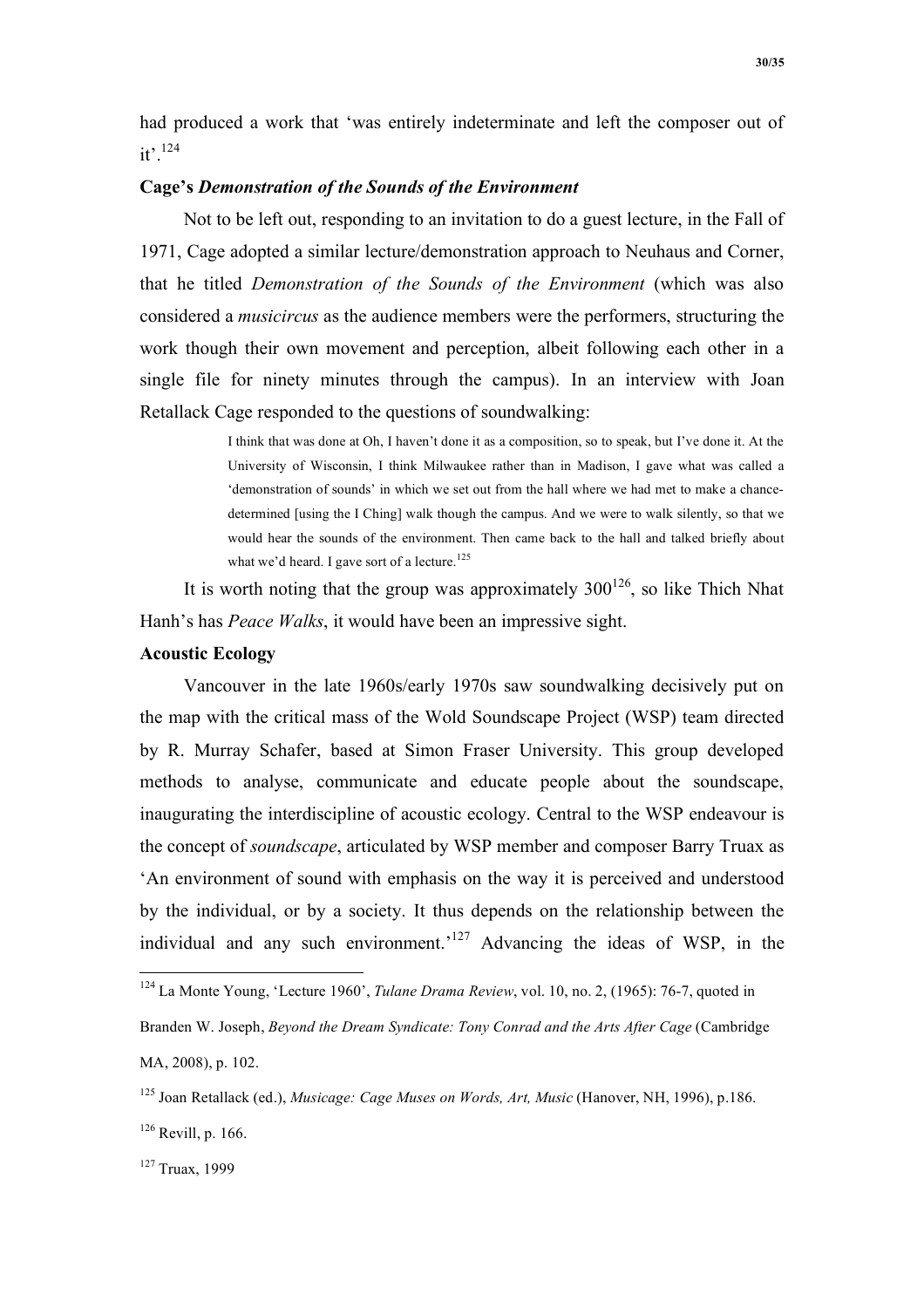had produced a work that 'was entirely indeterminate and left the composer out of it'.[124]

**Cage's *Demonstration of the Sounds of the Environment***

Not to be left out, responding to an invitation to do a guest lecture, in the Fall of 1971, Cage adopted a similar lecture/demonstration approach to Neuhaus and Corner, that he titled *Demonstration of the Sounds of the Environment* (which was also considered a *musicircus* as the audience members were the performers, structuring the work though their own movement and perception, albeit following each other in a single file for ninety minutes through the campus). In an interview with Joan Retallack Cage responded to the questions of soundwalking:

> I think that was done at Oh, I haven't done it as a composition, so to speak, but I've done it. At the University of Wisconsin, I think Milwaukee rather than in Madison, I gave what was called a 'demonstration of sounds' in which we set out from the hall where we had met to make a chance-determined [using the I Ching] walk though the campus. And we were to walk silently, so that we would hear the sounds of the environment. Then came back to the hall and talked briefly about what we'd heard. I gave sort of a lecture.[125]

It is worth noting that the group was approximately 300[126], so like Thich Nhat Hanh's has *Peace Walks*, it would have been an impressive sight.

**Acoustic Ecology**

Vancouver in the late 1960s/early 1970s saw soundwalking decisively put on the map with the critical mass of the Wold Soundscape Project (WSP) team directed by R. Murray Schafer, based at Simon Fraser University. This group developed methods to analyse, communicate and educate people about the soundscape, inaugurating the interdiscipline of acoustic ecology. Central to the WSP endeavour is the concept of *soundscape*, articulated by WSP member and composer Barry Truax as 'An environment of sound with emphasis on the way it is perceived and understood by the individual, or by a society. It thus depends on the relationship between the individual and any such environment.'[127] Advancing the ideas of WSP, in the

---

[124] La Monte Young, 'Lecture 1960', *Tulane Drama Review*, vol. 10, no. 2, (1965): 76-7, quoted in Branden W. Joseph, *Beyond the Dream Syndicate: Tony Conrad and the Arts After Cage* (Cambridge MA, 2008), p. 102.

[125] Joan Retallack (ed.), *Musicage: Cage Muses on Words, Art, Music* (Hanover, NH, 1996), p.186.

[126] Revill, p. 166.

[127] Truax, 1999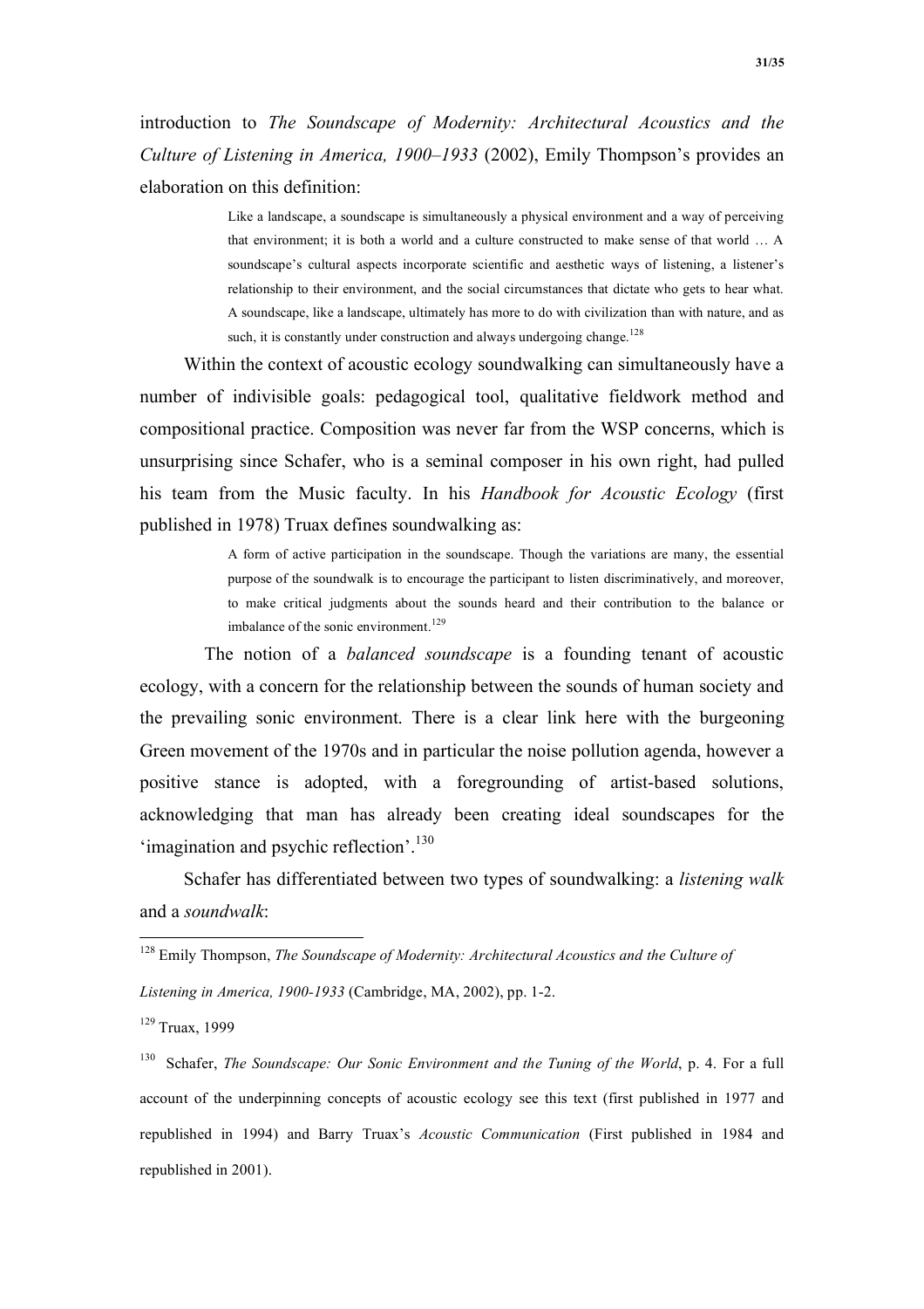introduction to *The Soundscape of Modernity: Architectural Acoustics and the Culture of Listening in America, 1900–1933* (2002), Emily Thompson's provides an elaboration on this definition:

> Like a landscape, a soundscape is simultaneously a physical environment and a way of perceiving that environment; it is both a world and a culture constructed to make sense of that world … A soundscape's cultural aspects incorporate scientific and aesthetic ways of listening, a listener's relationship to their environment, and the social circumstances that dictate who gets to hear what. A soundscape, like a landscape, ultimately has more to do with civilization than with nature, and as such, it is constantly under construction and always undergoing change.[128]

Within the context of acoustic ecology soundwalking can simultaneously have a number of indivisible goals: pedagogical tool, qualitative fieldwork method and compositional practice. Composition was never far from the WSP concerns, which is unsurprising since Schafer, who is a seminal composer in his own right, had pulled his team from the Music faculty. In his *Handbook for Acoustic Ecology* (first published in 1978) Truax defines soundwalking as:

> A form of active participation in the soundscape. Though the variations are many, the essential purpose of the soundwalk is to encourage the participant to listen discriminatively, and moreover, to make critical judgments about the sounds heard and their contribution to the balance or imbalance of the sonic environment.[129]

The notion of a *balanced soundscape* is a founding tenant of acoustic ecology, with a concern for the relationship between the sounds of human society and the prevailing sonic environment. There is a clear link here with the burgeoning Green movement of the 1970s and in particular the noise pollution agenda, however a positive stance is adopted, with a foregrounding of artist-based solutions, acknowledging that man has already been creating ideal soundscapes for the 'imagination and psychic reflection'.[130]

Schafer has differentiated between two types of soundwalking: a *listening walk* and a *soundwalk*:

---

[128] Emily Thompson, *The Soundscape of Modernity: Architectural Acoustics and the Culture of Listening in America, 1900-1933* (Cambridge, MA, 2002), pp. 1-2.

[129] Truax, 1999

[130] Schafer, *The Soundscape: Our Sonic Environment and the Tuning of the World*, p. 4. For a full account of the underpinning concepts of acoustic ecology see this text (first published in 1977 and republished in 1994) and Barry Truax's *Acoustic Communication* (First published in 1984 and republished in 2001).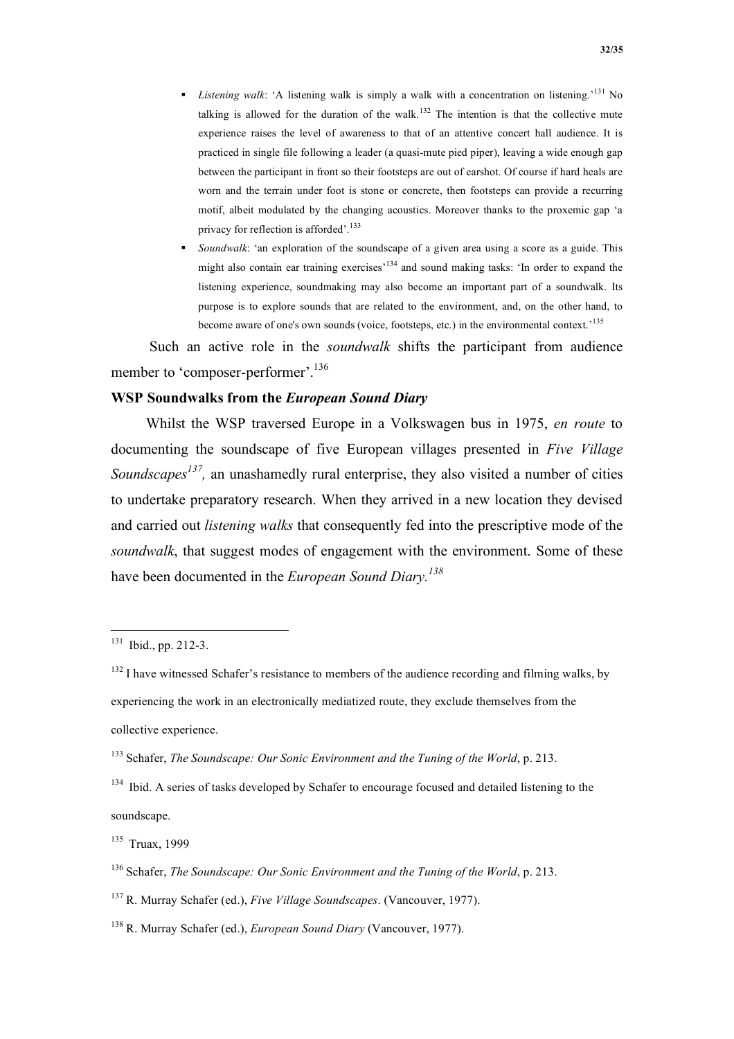- *Listening walk*: 'A listening walk is simply a walk with a concentration on listening.'[131] No talking is allowed for the duration of the walk.[132] The intention is that the collective mute experience raises the level of awareness to that of an attentive concert hall audience. It is practiced in single file following a leader (a quasi-mute pied piper), leaving a wide enough gap between the participant in front so their footsteps are out of earshot. Of course if hard heals are worn and the terrain under foot is stone or concrete, then footsteps can provide a recurring motif, albeit modulated by the changing acoustics. Moreover thanks to the proxemic gap 'a privacy for reflection is afforded'.[133]
- *Soundwalk*: 'an exploration of the soundscape of a given area using a score as a guide. This might also contain ear training exercises'[134] and sound making tasks: 'In order to expand the listening experience, soundmaking may also become an important part of a soundwalk. Its purpose is to explore sounds that are related to the environment, and, on the other hand, to become aware of one's own sounds (voice, footsteps, etc.) in the environmental context.'[135]

Such an active role in the *soundwalk* shifts the participant from audience member to 'composer-performer'.[136]

**WSP Soundwalks from the *European Sound Diary***

Whilst the WSP traversed Europe in a Volkswagen bus in 1975, *en route* to documenting the soundscape of five European villages presented in *Five Village Soundscapes*[137], an unashamedly rural enterprise, they also visited a number of cities to undertake preparatory research. When they arrived in a new location they devised and carried out *listening walks* that consequently fed into the prescriptive mode of the *soundwalk*, that suggest modes of engagement with the environment. Some of these have been documented in the *European Sound Diary*.[138]

---

[131] Ibid., pp. 212-3.

[132] I have witnessed Schafer's resistance to members of the audience recording and filming walks, by experiencing the work in an electronically mediatized route, they exclude themselves from the collective experience.

[133] Schafer, *The Soundscape: Our Sonic Environment and the Tuning of the World*, p. 213.

[134] Ibid. A series of tasks developed by Schafer to encourage focused and detailed listening to the soundscape.

[135] Truax, 1999

[136] Schafer, *The Soundscape: Our Sonic Environment and the Tuning of the World*, p. 213.

[137] R. Murray Schafer (ed.), *Five Village Soundscapes*. (Vancouver, 1977).

[138] R. Murray Schafer (ed.), *European Sound Diary* (Vancouver, 1977).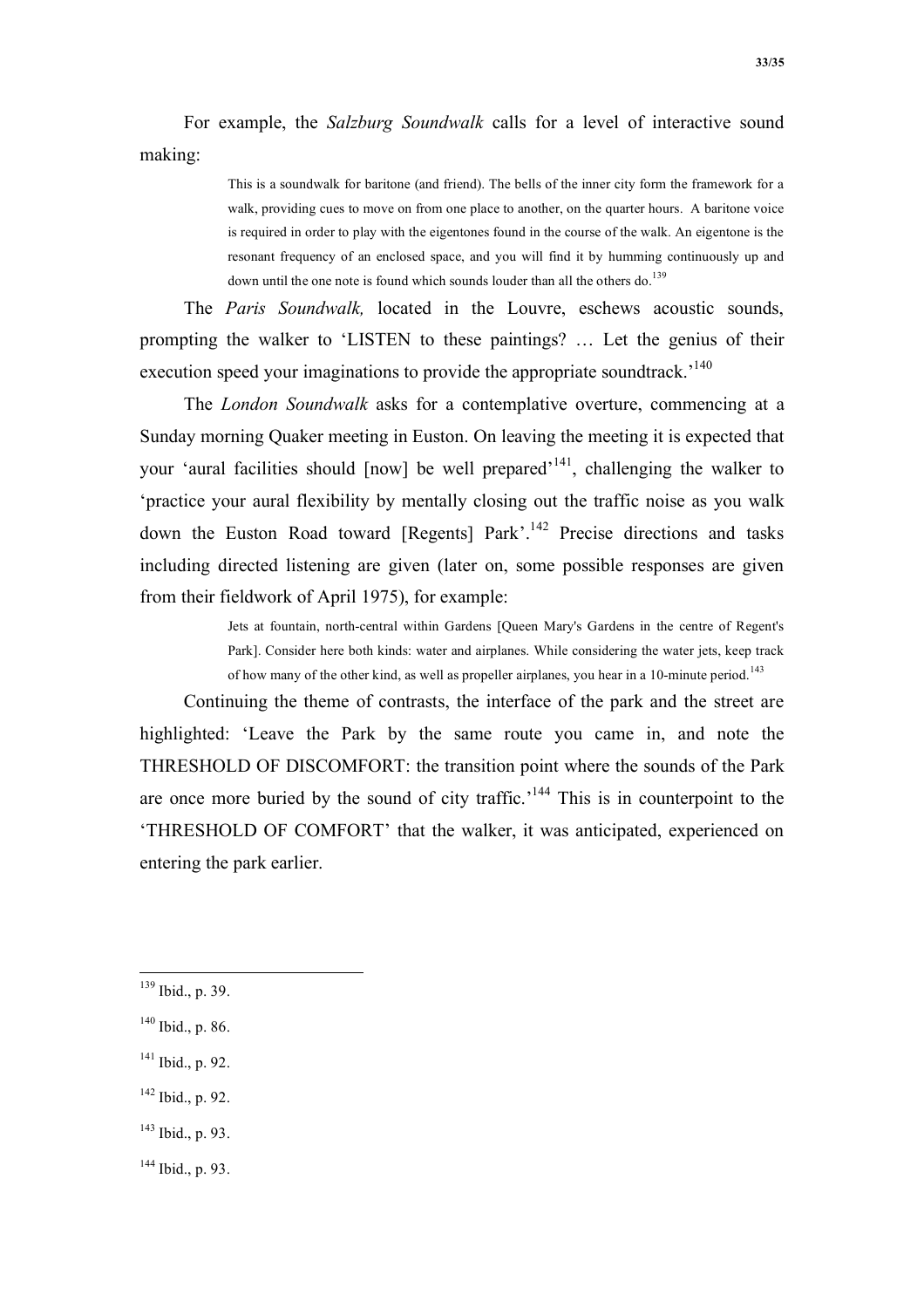For example, the *Salzburg Soundwalk* calls for a level of interactive sound making:

> This is a soundwalk for baritone (and friend). The bells of the inner city form the framework for a walk, providing cues to move on from one place to another, on the quarter hours. A baritone voice is required in order to play with the eigentones found in the course of the walk. An eigentone is the resonant frequency of an enclosed space, and you will find it by humming continuously up and down until the one note is found which sounds louder than all the others do.[139]

The *Paris Soundwalk,* located in the Louvre, eschews acoustic sounds, prompting the walker to 'LISTEN to these paintings? … Let the genius of their execution speed your imaginations to provide the appropriate soundtrack.'[140]

The *London Soundwalk* asks for a contemplative overture, commencing at a Sunday morning Quaker meeting in Euston. On leaving the meeting it is expected that your 'aural facilities should [now] be well prepared'[141], challenging the walker to 'practice your aural flexibility by mentally closing out the traffic noise as you walk down the Euston Road toward [Regents] Park'.[142] Precise directions and tasks including directed listening are given (later on, some possible responses are given from their fieldwork of April 1975), for example:

> Jets at fountain, north-central within Gardens [Queen Mary's Gardens in the centre of Regent's Park]. Consider here both kinds: water and airplanes. While considering the water jets, keep track of how many of the other kind, as well as propeller airplanes, you hear in a 10-minute period.[143]

Continuing the theme of contrasts, the interface of the park and the street are highlighted: 'Leave the Park by the same route you came in, and note the THRESHOLD OF DISCOMFORT: the transition point where the sounds of the Park are once more buried by the sound of city traffic.'[144] This is in counterpoint to the 'THRESHOLD OF COMFORT' that the walker, it was anticipated, experienced on entering the park earlier.

---

[139] Ibid., p. 39.

[140] Ibid., p. 86.

[141] Ibid., p. 92.

[142] Ibid., p. 92.

[143] Ibid., p. 93.

[144] Ibid., p. 93.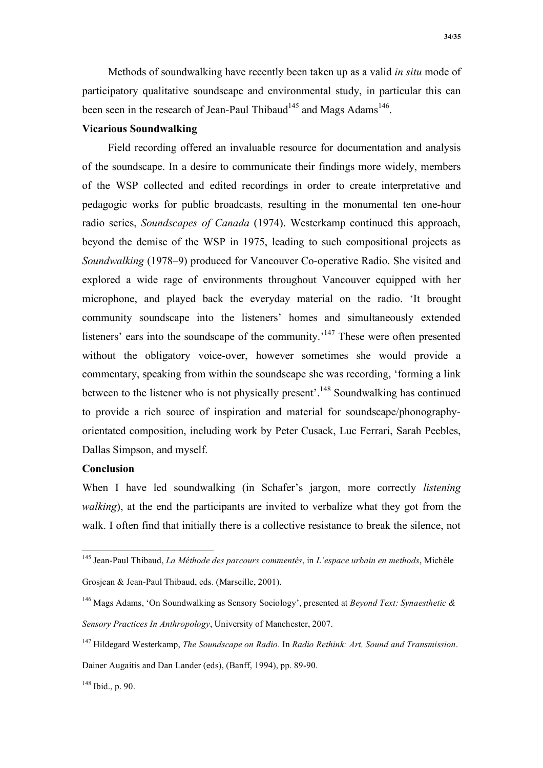Methods of soundwalking have recently been taken up as a valid *in situ* mode of participatory qualitative soundscape and environmental study, in particular this can been seen in the research of Jean-Paul Thibaud[145] and Mags Adams[146].

**Vicarious Soundwalking**

Field recording offered an invaluable resource for documentation and analysis of the soundscape. In a desire to communicate their findings more widely, members of the WSP collected and edited recordings in order to create interpretative and pedagogic works for public broadcasts, resulting in the monumental ten one-hour radio series, *Soundscapes of Canada* (1974). Westerkamp continued this approach, beyond the demise of the WSP in 1975, leading to such compositional projects as *Soundwalking* (1978–9) produced for Vancouver Co-operative Radio. She visited and explored a wide rage of environments throughout Vancouver equipped with her microphone, and played back the everyday material on the radio. 'It brought community soundscape into the listeners' homes and simultaneously extended listeners' ears into the soundscape of the community.'[147] These were often presented without the obligatory voice-over, however sometimes she would provide a commentary, speaking from within the soundscape she was recording, 'forming a link between to the listener who is not physically present'.[148] Soundwalking has continued to provide a rich source of inspiration and material for soundscape/phonography-orientated composition, including work by Peter Cusack, Luc Ferrari, Sarah Peebles, Dallas Simpson, and myself.

**Conclusion**

When I have led soundwalking (in Schafer's jargon, more correctly *listening walking*), at the end the participants are invited to verbalize what they got from the walk. I often find that initially there is a collective resistance to break the silence, not

---

[145] Jean-Paul Thibaud, *La Méthode des parcours commentés*, in *L'espace urbain en methods*, Michèle Grosjean & Jean-Paul Thibaud, eds. (Marseille, 2001).

[146] Mags Adams, 'On Soundwalking as Sensory Sociology', presented at *Beyond Text: Synaesthetic & Sensory Practices In Anthropology*, University of Manchester, 2007.

[147] Hildegard Westerkamp, *The Soundscape on Radio*. In *Radio Rethink: Art, Sound and Transmission*. Dainer Augaitis and Dan Lander (eds), (Banff, 1994), pp. 89-90.

[148] Ibid., p. 90.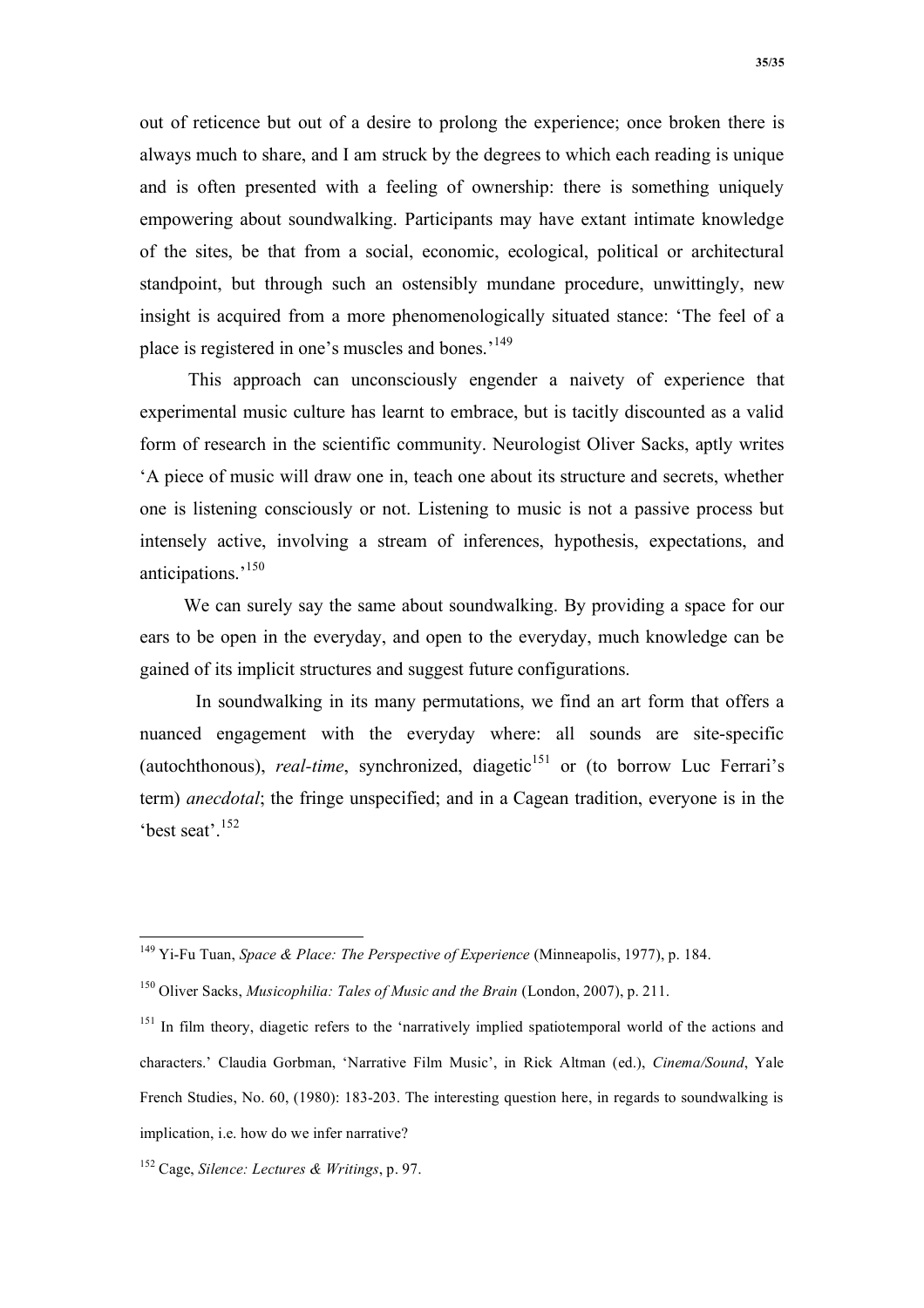out of reticence but out of a desire to prolong the experience; once broken there is always much to share, and I am struck by the degrees to which each reading is unique and is often presented with a feeling of ownership: there is something uniquely empowering about soundwalking. Participants may have extant intimate knowledge of the sites, be that from a social, economic, ecological, political or architectural standpoint, but through such an ostensibly mundane procedure, unwittingly, new insight is acquired from a more phenomenologically situated stance: 'The feel of a place is registered in one's muscles and bones.'[149]

This approach can unconsciously engender a naivety of experience that experimental music culture has learnt to embrace, but is tacitly discounted as a valid form of research in the scientific community. Neurologist Oliver Sacks, aptly writes 'A piece of music will draw one in, teach one about its structure and secrets, whether one is listening consciously or not. Listening to music is not a passive process but intensely active, involving a stream of inferences, hypothesis, expectations, and anticipations.'[150]

We can surely say the same about soundwalking. By providing a space for our ears to be open in the everyday, and open to the everyday, much knowledge can be gained of its implicit structures and suggest future configurations.

In soundwalking in its many permutations, we find an art form that offers a nuanced engagement with the everyday where: all sounds are site-specific (autochthonous), *real-time*, synchronized, diagetic[151] or (to borrow Luc Ferrari's term) *anecdotal*; the fringe unspecified; and in a Cagean tradition, everyone is in the 'best seat'.[152]

---

[149] Yi-Fu Tuan, *Space & Place: The Perspective of Experience* (Minneapolis, 1977), p. 184.

[150] Oliver Sacks, *Musicophilia: Tales of Music and the Brain* (London, 2007), p. 211.

[151] In film theory, diagetic refers to the 'narratively implied spatiotemporal world of the actions and characters.' Claudia Gorbman, 'Narrative Film Music', in Rick Altman (ed.), *Cinema/Sound*, Yale French Studies, No. 60, (1980): 183-203. The interesting question here, in regards to soundwalking is implication, i.e. how do we infer narrative?

[152] Cage, *Silence: Lectures & Writings*, p. 97.